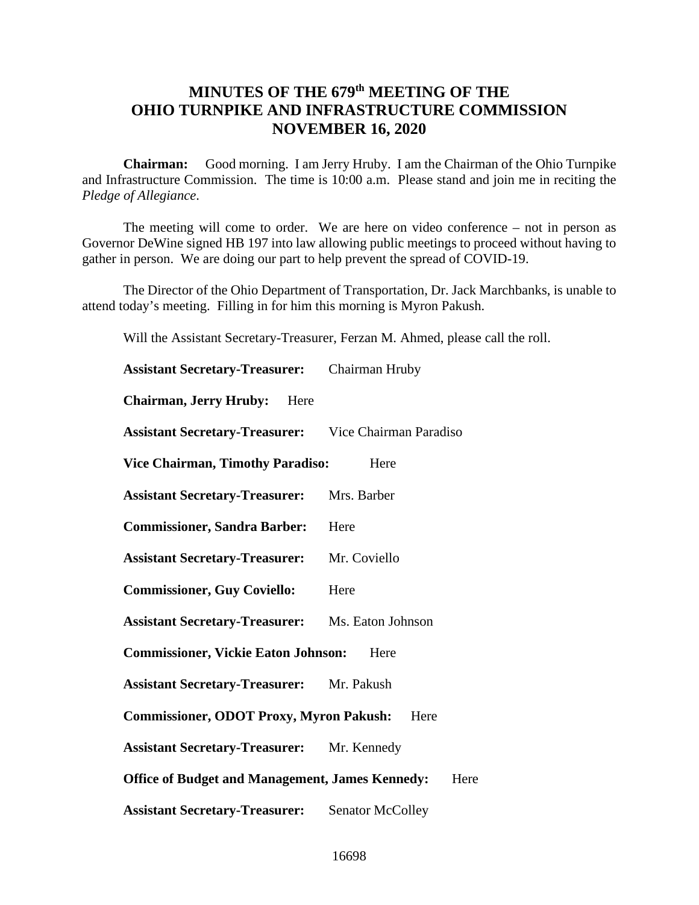# MINUTES OF THE 679th MEETING OF THE OHIO TURNPIKE AND INFRASTRUCTURE COMMISSION NOVEMBER 16, 2020

**Chairman:** Good morning. I am Jerry Hruby. I am the Chairman of the Ohio Turnpike and Infrastructure Commission. The time is 10:00 a.m. Please stand and join me in reciting the *Pledge of Allegiance*.

The meeting will come to order. We are here on video conference – not in person as Governor DeWine signed HB 197 into law allowing public meetings to proceed without having to gather in person. We are doing our part to help prevent the spread of COVID-19.

The Director of the Ohio Department of Transportation, Dr. Jack Marchbanks, is unable to attend today's meeting. Filling in for him this morning is Myron Pakush.

Will the Assistant Secretary-Treasurer, Ferzan M. Ahmed, please call the roll.

**Assistant Secretary-Treasurer:** Chairman Hruby

**Chairman, Jerry Hruby:** Here

**Assistant Secretary-Treasurer:** Vice Chairman Paradiso

**Vice Chairman, Timothy Paradiso:** Here

**Assistant Secretary-Treasurer:** Mrs. Barber

**Commissioner, Sandra Barber:** Here

**Assistant Secretary-Treasurer:** Mr. Coviello

**Commissioner, Guy Coviello:** Here

**Assistant Secretary-Treasurer:** Ms. Eaton Johnson

**Commissioner, Vickie Eaton Johnson:** Here

**Assistant Secretary-Treasurer:** Mr. Pakush

**Commissioner, ODOT Proxy, Myron Pakush:** Here

**Assistant Secretary-Treasurer:** Mr. Kennedy

**Office of Budget and Management, James Kennedy:** Here

**Assistant Secretary-Treasurer:** Senator McColley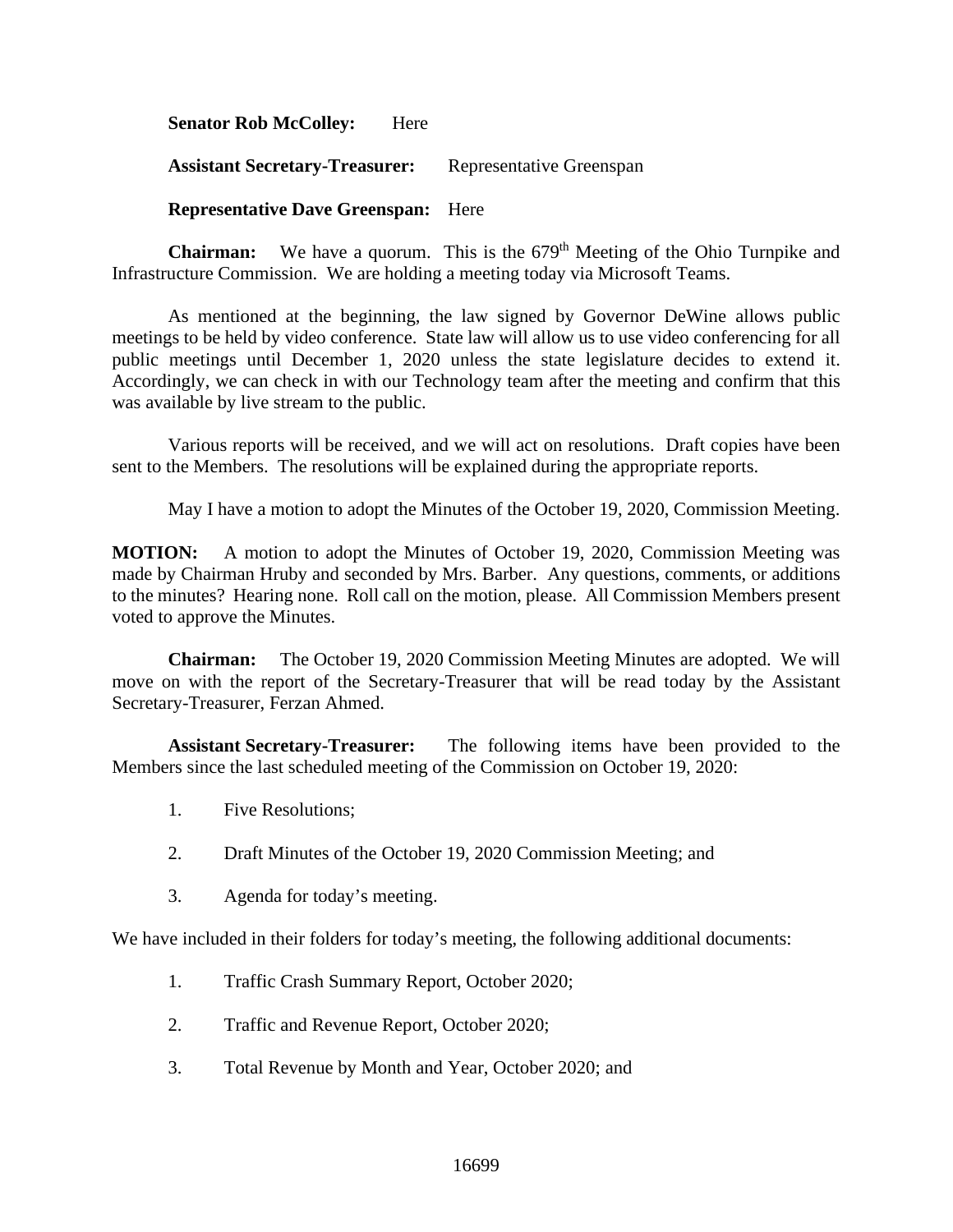**Senator Rob McColley:** Here

**Assistant Secretary-Treasurer:** Representative Greenspan

**Representative Dave Greenspan:** Here

**Chairman:** We have a quorum. This is the 679th Meeting of the Ohio Turnpike and Infrastructure Commission. We are holding a meeting today via Microsoft Teams.

As mentioned at the beginning, the law signed by Governor DeWine allows public meetings to be held by video conference. State law will allow us to use video conferencing for all public meetings until December 1, 2020 unless the state legislature decides to extend it. Accordingly, we can check in with our Technology team after the meeting and confirm that this was available by live stream to the public.

Various reports will be received, and we will act on resolutions. Draft copies have been sent to the Members. The resolutions will be explained during the appropriate reports.

May I have a motion to adopt the Minutes of the October 19, 2020, Commission Meeting.

**MOTION:** A motion to adopt the Minutes of October 19, 2020, Commission Meeting was made by Chairman Hruby and seconded by Mrs. Barber. Any questions, comments, or additions to the minutes? Hearing none. Roll call on the motion, please. All Commission Members present voted to approve the Minutes.

**Chairman:** The October 19, 2020 Commission Meeting Minutes are adopted. We will move on with the report of the Secretary-Treasurer that will be read today by the Assistant Secretary-Treasurer, Ferzan Ahmed.

**Assistant Secretary-Treasurer:** The following items have been provided to the Members since the last scheduled meeting of the Commission on October 19, 2020:

1. Five Resolutions;
2. Draft Minutes of the October 19, 2020 Commission Meeting; and
3. Agenda for today's meeting.

We have included in their folders for today's meeting, the following additional documents:

1. Traffic Crash Summary Report, October 2020;
2. Traffic and Revenue Report, October 2020;
3. Total Revenue by Month and Year, October 2020; and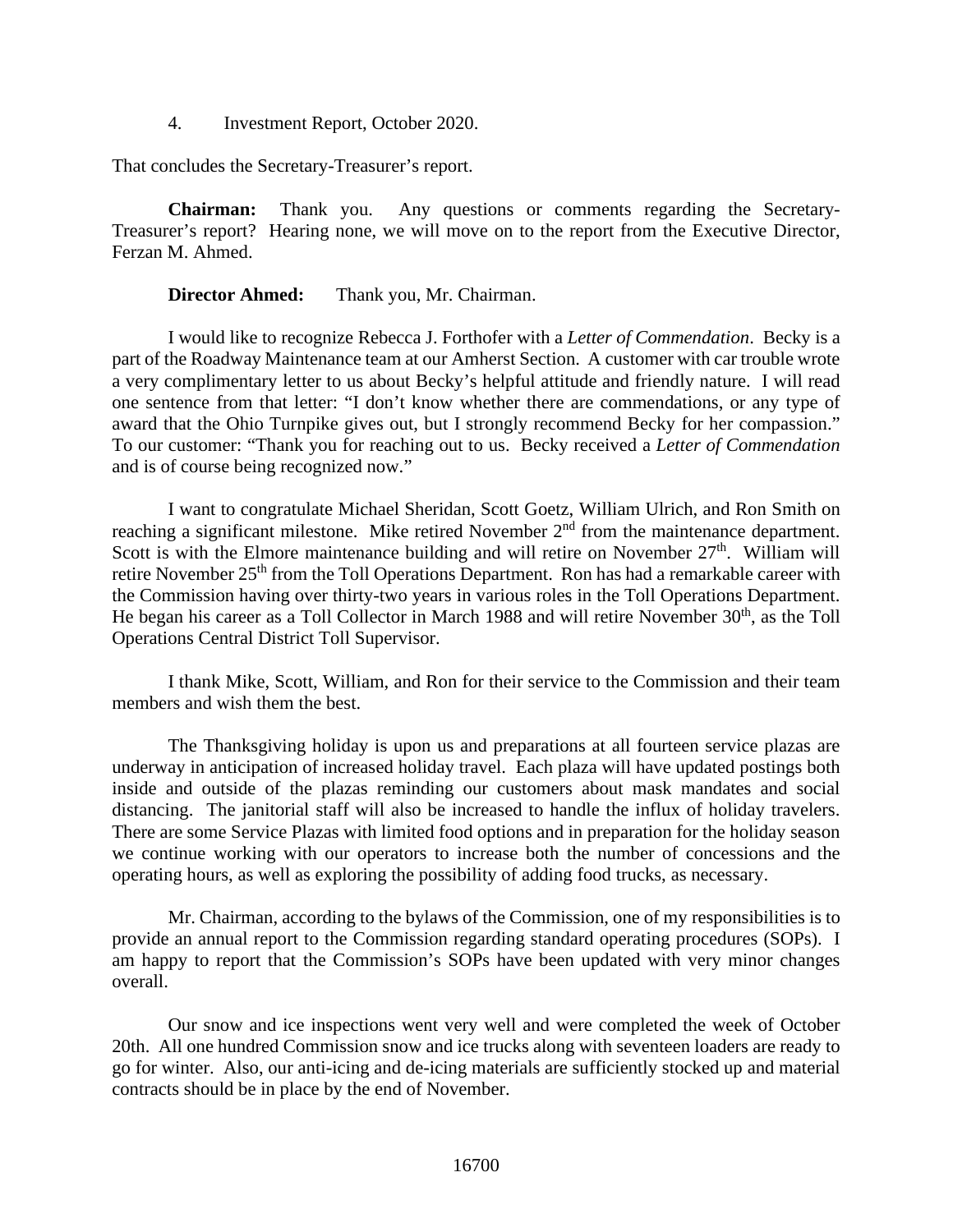4. Investment Report, October 2020.

That concludes the Secretary-Treasurer's report.

**Chairman:** Thank you. Any questions or comments regarding the Secretary-Treasurer's report? Hearing none, we will move on to the report from the Executive Director, Ferzan M. Ahmed.

**Director Ahmed:** Thank you, Mr. Chairman.

I would like to recognize Rebecca J. Forthofer with a *Letter of Commendation*. Becky is a part of the Roadway Maintenance team at our Amherst Section. A customer with car trouble wrote a very complimentary letter to us about Becky's helpful attitude and friendly nature. I will read one sentence from that letter: "I don't know whether there are commendations, or any type of award that the Ohio Turnpike gives out, but I strongly recommend Becky for her compassion." To our customer: "Thank you for reaching out to us. Becky received a *Letter of Commendation* and is of course being recognized now."

I want to congratulate Michael Sheridan, Scott Goetz, William Ulrich, and Ron Smith on reaching a significant milestone. Mike retired November 2nd from the maintenance department. Scott is with the Elmore maintenance building and will retire on November 27th. William will retire November 25th from the Toll Operations Department. Ron has had a remarkable career with the Commission having over thirty-two years in various roles in the Toll Operations Department. He began his career as a Toll Collector in March 1988 and will retire November 30th, as the Toll Operations Central District Toll Supervisor.

I thank Mike, Scott, William, and Ron for their service to the Commission and their team members and wish them the best.

The Thanksgiving holiday is upon us and preparations at all fourteen service plazas are underway in anticipation of increased holiday travel. Each plaza will have updated postings both inside and outside of the plazas reminding our customers about mask mandates and social distancing. The janitorial staff will also be increased to handle the influx of holiday travelers. There are some Service Plazas with limited food options and in preparation for the holiday season we continue working with our operators to increase both the number of concessions and the operating hours, as well as exploring the possibility of adding food trucks, as necessary.

Mr. Chairman, according to the bylaws of the Commission, one of my responsibilities is to provide an annual report to the Commission regarding standard operating procedures (SOPs). I am happy to report that the Commission's SOPs have been updated with very minor changes overall.

Our snow and ice inspections went very well and were completed the week of October 20th. All one hundred Commission snow and ice trucks along with seventeen loaders are ready to go for winter. Also, our anti-icing and de-icing materials are sufficiently stocked up and material contracts should be in place by the end of November.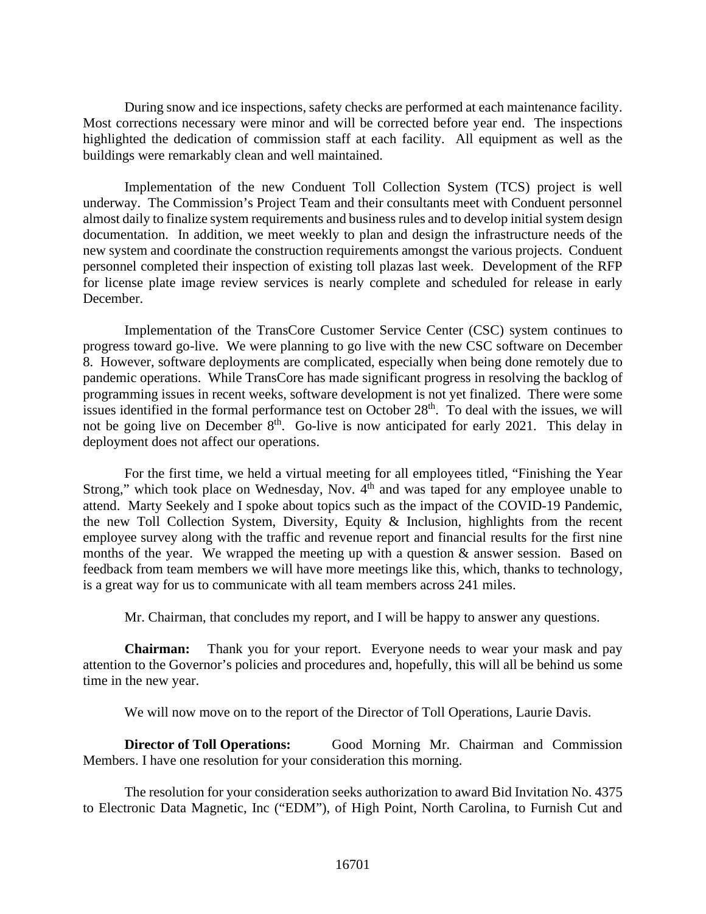During snow and ice inspections, safety checks are performed at each maintenance facility. Most corrections necessary were minor and will be corrected before year end. The inspections highlighted the dedication of commission staff at each facility. All equipment as well as the buildings were remarkably clean and well maintained.

Implementation of the new Conduent Toll Collection System (TCS) project is well underway. The Commission's Project Team and their consultants meet with Conduent personnel almost daily to finalize system requirements and business rules and to develop initial system design documentation. In addition, we meet weekly to plan and design the infrastructure needs of the new system and coordinate the construction requirements amongst the various projects. Conduent personnel completed their inspection of existing toll plazas last week. Development of the RFP for license plate image review services is nearly complete and scheduled for release in early December.

Implementation of the TransCore Customer Service Center (CSC) system continues to progress toward go-live. We were planning to go live with the new CSC software on December 8. However, software deployments are complicated, especially when being done remotely due to pandemic operations. While TransCore has made significant progress in resolving the backlog of programming issues in recent weeks, software development is not yet finalized. There were some issues identified in the formal performance test on October 28th. To deal with the issues, we will not be going live on December 8th. Go-live is now anticipated for early 2021. This delay in deployment does not affect our operations.

For the first time, we held a virtual meeting for all employees titled, "Finishing the Year Strong," which took place on Wednesday, Nov. 4th and was taped for any employee unable to attend. Marty Seekely and I spoke about topics such as the impact of the COVID-19 Pandemic, the new Toll Collection System, Diversity, Equity & Inclusion, highlights from the recent employee survey along with the traffic and revenue report and financial results for the first nine months of the year. We wrapped the meeting up with a question & answer session. Based on feedback from team members we will have more meetings like this, which, thanks to technology, is a great way for us to communicate with all team members across 241 miles.

Mr. Chairman, that concludes my report, and I will be happy to answer any questions.

**Chairman:** Thank you for your report. Everyone needs to wear your mask and pay attention to the Governor's policies and procedures and, hopefully, this will all be behind us some time in the new year.

We will now move on to the report of the Director of Toll Operations, Laurie Davis.

**Director of Toll Operations:** Good Morning Mr. Chairman and Commission Members. I have one resolution for your consideration this morning.

The resolution for your consideration seeks authorization to award Bid Invitation No. 4375 to Electronic Data Magnetic, Inc ("EDM"), of High Point, North Carolina, to Furnish Cut and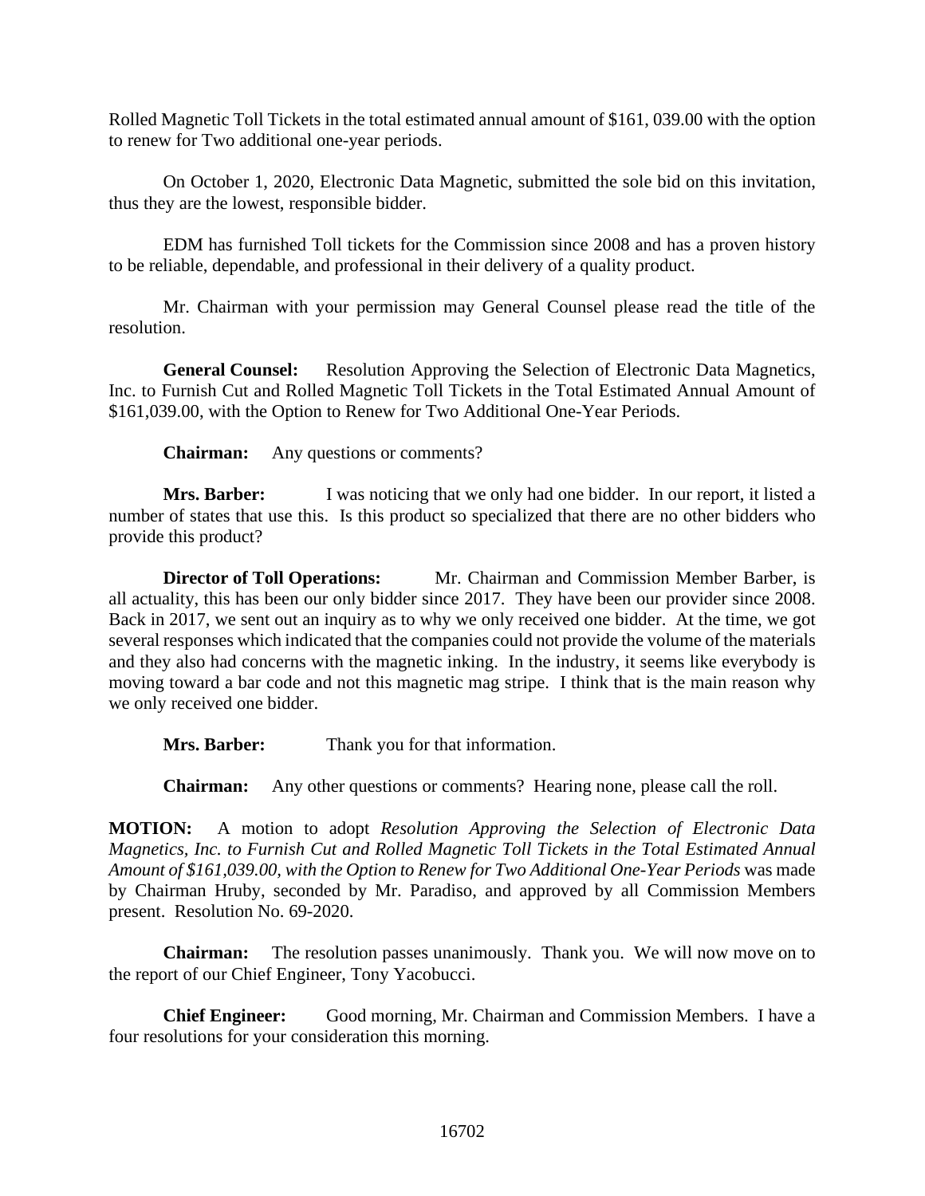Rolled Magnetic Toll Tickets in the total estimated annual amount of $161, 039.00 with the option to renew for Two additional one-year periods.

On October 1, 2020, Electronic Data Magnetic, submitted the sole bid on this invitation, thus they are the lowest, responsible bidder.

EDM has furnished Toll tickets for the Commission since 2008 and has a proven history to be reliable, dependable, and professional in their delivery of a quality product.

Mr. Chairman with your permission may General Counsel please read the title of the resolution.

**General Counsel:** Resolution Approving the Selection of Electronic Data Magnetics, Inc. to Furnish Cut and Rolled Magnetic Toll Tickets in the Total Estimated Annual Amount of $161,039.00, with the Option to Renew for Two Additional One-Year Periods.

**Chairman:** Any questions or comments?

**Mrs. Barber:** I was noticing that we only had one bidder. In our report, it listed a number of states that use this. Is this product so specialized that there are no other bidders who provide this product?

**Director of Toll Operations:** Mr. Chairman and Commission Member Barber, is all actuality, this has been our only bidder since 2017. They have been our provider since 2008. Back in 2017, we sent out an inquiry as to why we only received one bidder. At the time, we got several responses which indicated that the companies could not provide the volume of the materials and they also had concerns with the magnetic inking. In the industry, it seems like everybody is moving toward a bar code and not this magnetic mag stripe. I think that is the main reason why we only received one bidder.

**Mrs. Barber:** Thank you for that information.

**Chairman:** Any other questions or comments? Hearing none, please call the roll.

**MOTION:** A motion to adopt *Resolution Approving the Selection of Electronic Data Magnetics, Inc. to Furnish Cut and Rolled Magnetic Toll Tickets in the Total Estimated Annual Amount of $161,039.00, with the Option to Renew for Two Additional One-Year Periods* was made by Chairman Hruby, seconded by Mr. Paradiso, and approved by all Commission Members present. Resolution No. 69-2020.

**Chairman:** The resolution passes unanimously. Thank you. We will now move on to the report of our Chief Engineer, Tony Yacobucci.

**Chief Engineer:** Good morning, Mr. Chairman and Commission Members. I have a four resolutions for your consideration this morning.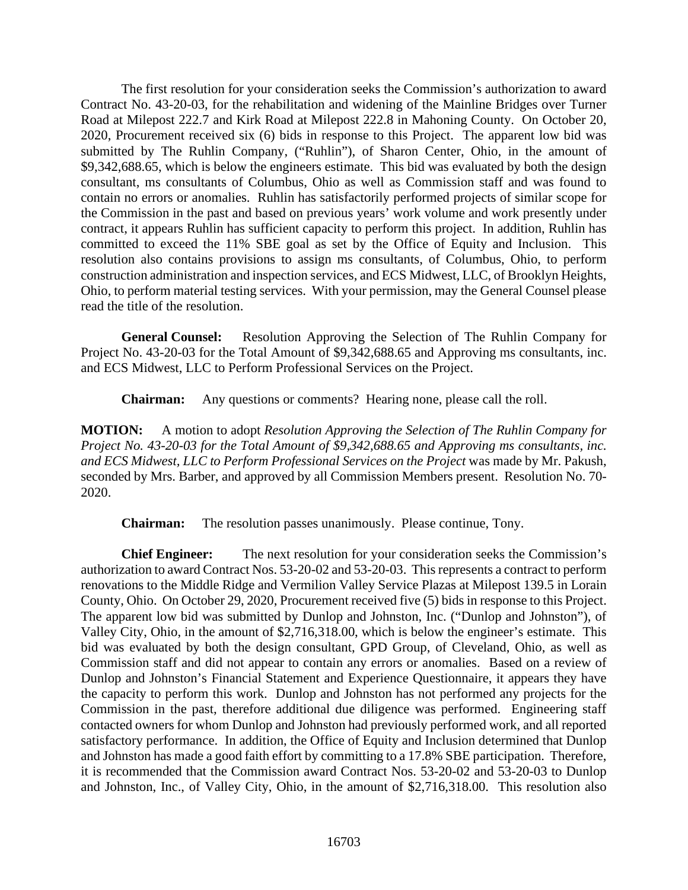The first resolution for your consideration seeks the Commission's authorization to award Contract No. 43-20-03, for the rehabilitation and widening of the Mainline Bridges over Turner Road at Milepost 222.7 and Kirk Road at Milepost 222.8 in Mahoning County. On October 20, 2020, Procurement received six (6) bids in response to this Project. The apparent low bid was submitted by The Ruhlin Company, ("Ruhlin"), of Sharon Center, Ohio, in the amount of $9,342,688.65, which is below the engineers estimate. This bid was evaluated by both the design consultant, ms consultants of Columbus, Ohio as well as Commission staff and was found to contain no errors or anomalies. Ruhlin has satisfactorily performed projects of similar scope for the Commission in the past and based on previous years' work volume and work presently under contract, it appears Ruhlin has sufficient capacity to perform this project. In addition, Ruhlin has committed to exceed the 11% SBE goal as set by the Office of Equity and Inclusion. This resolution also contains provisions to assign ms consultants, of Columbus, Ohio, to perform construction administration and inspection services, and ECS Midwest, LLC, of Brooklyn Heights, Ohio, to perform material testing services. With your permission, may the General Counsel please read the title of the resolution.

**General Counsel:** Resolution Approving the Selection of The Ruhlin Company for Project No. 43-20-03 for the Total Amount of $9,342,688.65 and Approving ms consultants, inc. and ECS Midwest, LLC to Perform Professional Services on the Project.

**Chairman:** Any questions or comments? Hearing none, please call the roll.

**MOTION:** A motion to adopt *Resolution Approving the Selection of The Ruhlin Company for Project No. 43-20-03 for the Total Amount of $9,342,688.65 and Approving ms consultants, inc. and ECS Midwest, LLC to Perform Professional Services on the Project* was made by Mr. Pakush, seconded by Mrs. Barber, and approved by all Commission Members present. Resolution No. 70-2020.

**Chairman:** The resolution passes unanimously. Please continue, Tony.

**Chief Engineer:** The next resolution for your consideration seeks the Commission's authorization to award Contract Nos. 53-20-02 and 53-20-03. This represents a contract to perform renovations to the Middle Ridge and Vermilion Valley Service Plazas at Milepost 139.5 in Lorain County, Ohio. On October 29, 2020, Procurement received five (5) bids in response to this Project. The apparent low bid was submitted by Dunlop and Johnston, Inc. ("Dunlop and Johnston"), of Valley City, Ohio, in the amount of $2,716,318.00, which is below the engineer's estimate. This bid was evaluated by both the design consultant, GPD Group, of Cleveland, Ohio, as well as Commission staff and did not appear to contain any errors or anomalies. Based on a review of Dunlop and Johnston's Financial Statement and Experience Questionnaire, it appears they have the capacity to perform this work. Dunlop and Johnston has not performed any projects for the Commission in the past, therefore additional due diligence was performed. Engineering staff contacted owners for whom Dunlop and Johnston had previously performed work, and all reported satisfactory performance. In addition, the Office of Equity and Inclusion determined that Dunlop and Johnston has made a good faith effort by committing to a 17.8% SBE participation. Therefore, it is recommended that the Commission award Contract Nos. 53-20-02 and 53-20-03 to Dunlop and Johnston, Inc., of Valley City, Ohio, in the amount of $2,716,318.00. This resolution also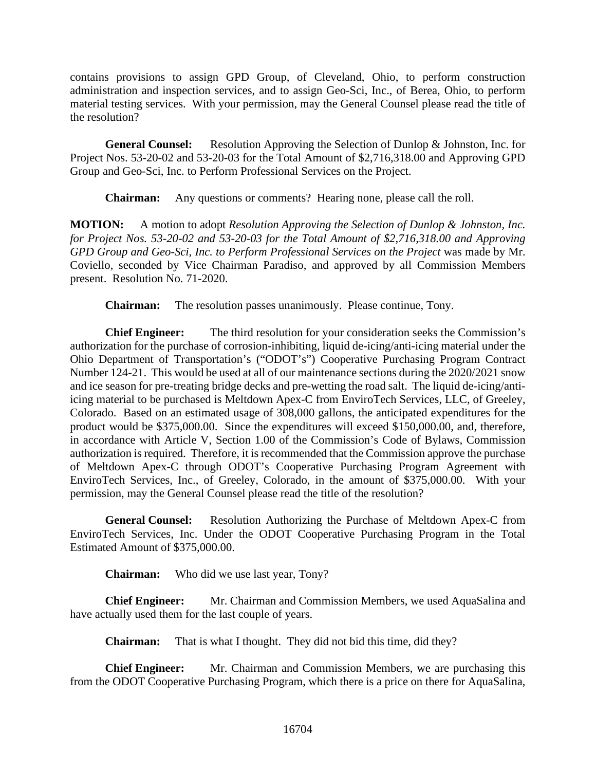contains provisions to assign GPD Group, of Cleveland, Ohio, to perform construction administration and inspection services, and to assign Geo-Sci, Inc., of Berea, Ohio, to perform material testing services. With your permission, may the General Counsel please read the title of the resolution?

**General Counsel:** Resolution Approving the Selection of Dunlop & Johnston, Inc. for Project Nos. 53-20-02 and 53-20-03 for the Total Amount of $2,716,318.00 and Approving GPD Group and Geo-Sci, Inc. to Perform Professional Services on the Project.

**Chairman:** Any questions or comments? Hearing none, please call the roll.

**MOTION:** A motion to adopt *Resolution Approving the Selection of Dunlop & Johnston, Inc. for Project Nos. 53-20-02 and 53-20-03 for the Total Amount of $2,716,318.00 and Approving GPD Group and Geo-Sci, Inc. to Perform Professional Services on the Project* was made by Mr. Coviello, seconded by Vice Chairman Paradiso, and approved by all Commission Members present. Resolution No. 71-2020.

**Chairman:** The resolution passes unanimously. Please continue, Tony.

**Chief Engineer:** The third resolution for your consideration seeks the Commission's authorization for the purchase of corrosion-inhibiting, liquid de-icing/anti-icing material under the Ohio Department of Transportation's ("ODOT's") Cooperative Purchasing Program Contract Number 124-21. This would be used at all of our maintenance sections during the 2020/2021 snow and ice season for pre-treating bridge decks and pre-wetting the road salt. The liquid de-icing/anti-icing material to be purchased is Meltdown Apex-C from EnviroTech Services, LLC, of Greeley, Colorado. Based on an estimated usage of 308,000 gallons, the anticipated expenditures for the product would be $375,000.00. Since the expenditures will exceed $150,000.00, and, therefore, in accordance with Article V, Section 1.00 of the Commission's Code of Bylaws, Commission authorization is required. Therefore, it is recommended that the Commission approve the purchase of Meltdown Apex-C through ODOT's Cooperative Purchasing Program Agreement with EnviroTech Services, Inc., of Greeley, Colorado, in the amount of $375,000.00. With your permission, may the General Counsel please read the title of the resolution?

**General Counsel:** Resolution Authorizing the Purchase of Meltdown Apex-C from EnviroTech Services, Inc. Under the ODOT Cooperative Purchasing Program in the Total Estimated Amount of $375,000.00.

**Chairman:** Who did we use last year, Tony?

**Chief Engineer:** Mr. Chairman and Commission Members, we used AquaSalina and have actually used them for the last couple of years.

**Chairman:** That is what I thought. They did not bid this time, did they?

**Chief Engineer:** Mr. Chairman and Commission Members, we are purchasing this from the ODOT Cooperative Purchasing Program, which there is a price on there for AquaSalina,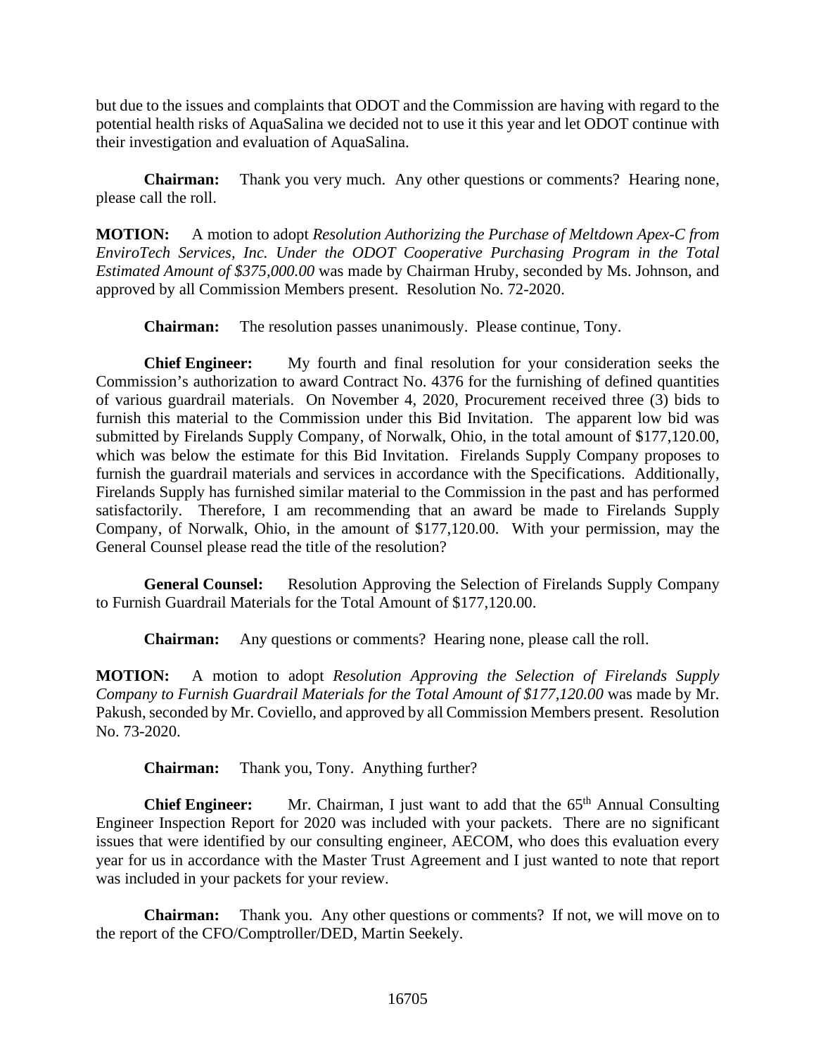but due to the issues and complaints that ODOT and the Commission are having with regard to the potential health risks of AquaSalina we decided not to use it this year and let ODOT continue with their investigation and evaluation of AquaSalina.

**Chairman:** Thank you very much. Any other questions or comments? Hearing none, please call the roll.

**MOTION:** A motion to adopt *Resolution Authorizing the Purchase of Meltdown Apex-C from EnviroTech Services, Inc. Under the ODOT Cooperative Purchasing Program in the Total Estimated Amount of $375,000.00* was made by Chairman Hruby, seconded by Ms. Johnson, and approved by all Commission Members present. Resolution No. 72-2020.

**Chairman:** The resolution passes unanimously. Please continue, Tony.

**Chief Engineer:** My fourth and final resolution for your consideration seeks the Commission's authorization to award Contract No. 4376 for the furnishing of defined quantities of various guardrail materials. On November 4, 2020, Procurement received three (3) bids to furnish this material to the Commission under this Bid Invitation. The apparent low bid was submitted by Firelands Supply Company, of Norwalk, Ohio, in the total amount of $177,120.00, which was below the estimate for this Bid Invitation. Firelands Supply Company proposes to furnish the guardrail materials and services in accordance with the Specifications. Additionally, Firelands Supply has furnished similar material to the Commission in the past and has performed satisfactorily. Therefore, I am recommending that an award be made to Firelands Supply Company, of Norwalk, Ohio, in the amount of $177,120.00. With your permission, may the General Counsel please read the title of the resolution?

**General Counsel:** Resolution Approving the Selection of Firelands Supply Company to Furnish Guardrail Materials for the Total Amount of $177,120.00.

**Chairman:** Any questions or comments? Hearing none, please call the roll.

**MOTION:** A motion to adopt *Resolution Approving the Selection of Firelands Supply Company to Furnish Guardrail Materials for the Total Amount of $177,120.00* was made by Mr. Pakush, seconded by Mr. Coviello, and approved by all Commission Members present. Resolution No. 73-2020.

**Chairman:** Thank you, Tony. Anything further?

**Chief Engineer:** Mr. Chairman, I just want to add that the 65th Annual Consulting Engineer Inspection Report for 2020 was included with your packets. There are no significant issues that were identified by our consulting engineer, AECOM, who does this evaluation every year for us in accordance with the Master Trust Agreement and I just wanted to note that report was included in your packets for your review.

**Chairman:** Thank you. Any other questions or comments? If not, we will move on to the report of the CFO/Comptroller/DED, Martin Seekely.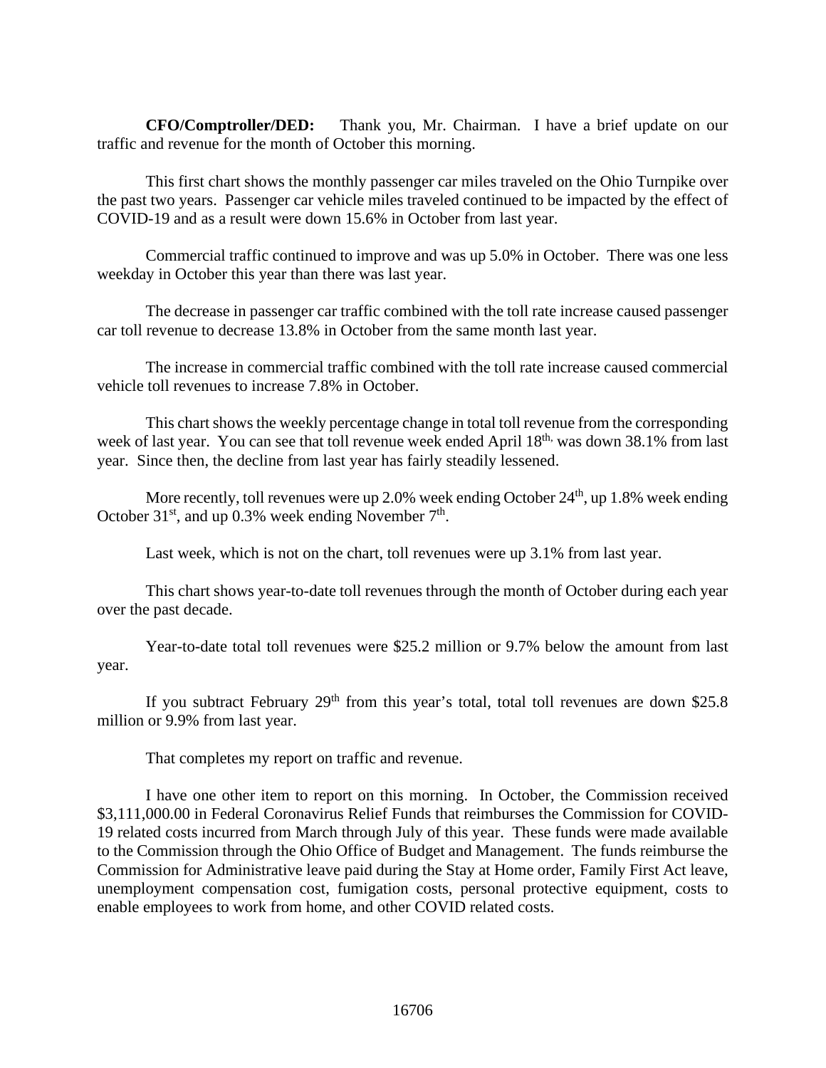**CFO/Comptroller/DED:** Thank you, Mr. Chairman. I have a brief update on our traffic and revenue for the month of October this morning.

This first chart shows the monthly passenger car miles traveled on the Ohio Turnpike over the past two years. Passenger car vehicle miles traveled continued to be impacted by the effect of COVID-19 and as a result were down 15.6% in October from last year.

Commercial traffic continued to improve and was up 5.0% in October. There was one less weekday in October this year than there was last year.

The decrease in passenger car traffic combined with the toll rate increase caused passenger car toll revenue to decrease 13.8% in October from the same month last year.

The increase in commercial traffic combined with the toll rate increase caused commercial vehicle toll revenues to increase 7.8% in October.

This chart shows the weekly percentage change in total toll revenue from the corresponding week of last year. You can see that toll revenue week ended April 18th, was down 38.1% from last year. Since then, the decline from last year has fairly steadily lessened.

More recently, toll revenues were up 2.0% week ending October 24th, up 1.8% week ending October 31st, and up 0.3% week ending November 7th.

Last week, which is not on the chart, toll revenues were up 3.1% from last year.

This chart shows year-to-date toll revenues through the month of October during each year over the past decade.

Year-to-date total toll revenues were $25.2 million or 9.7% below the amount from last year.

If you subtract February 29th from this year's total, total toll revenues are down $25.8 million or 9.9% from last year.

That completes my report on traffic and revenue.

I have one other item to report on this morning. In October, the Commission received $3,111,000.00 in Federal Coronavirus Relief Funds that reimburses the Commission for COVID-19 related costs incurred from March through July of this year. These funds were made available to the Commission through the Ohio Office of Budget and Management. The funds reimburse the Commission for Administrative leave paid during the Stay at Home order, Family First Act leave, unemployment compensation cost, fumigation costs, personal protective equipment, costs to enable employees to work from home, and other COVID related costs.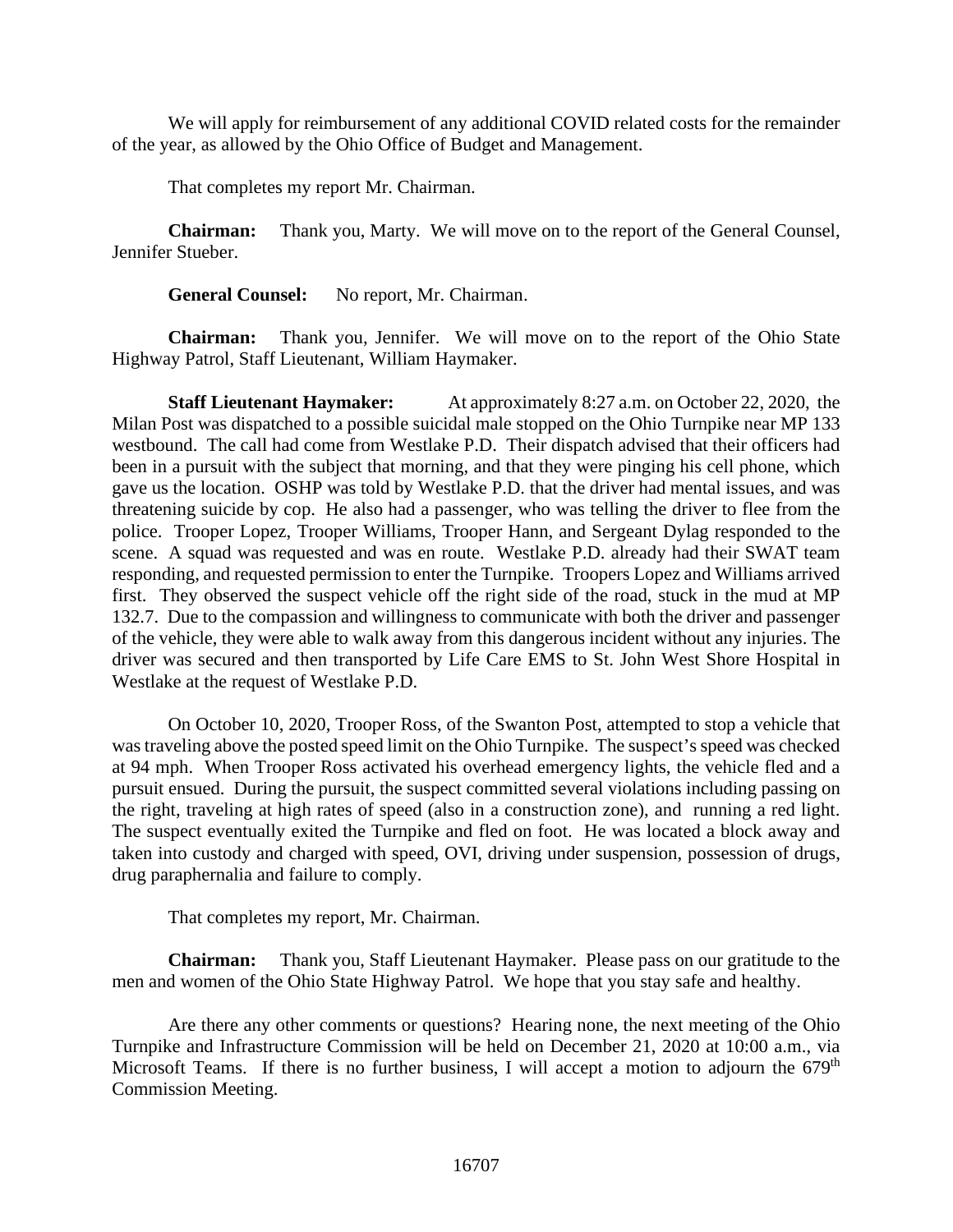We will apply for reimbursement of any additional COVID related costs for the remainder of the year, as allowed by the Ohio Office of Budget and Management.

That completes my report Mr. Chairman.

**Chairman:** Thank you, Marty. We will move on to the report of the General Counsel, Jennifer Stueber.

**General Counsel:** No report, Mr. Chairman.

**Chairman:** Thank you, Jennifer. We will move on to the report of the Ohio State Highway Patrol, Staff Lieutenant, William Haymaker.

**Staff Lieutenant Haymaker:** At approximately 8:27 a.m. on October 22, 2020, the Milan Post was dispatched to a possible suicidal male stopped on the Ohio Turnpike near MP 133 westbound. The call had come from Westlake P.D. Their dispatch advised that their officers had been in a pursuit with the subject that morning, and that they were pinging his cell phone, which gave us the location. OSHP was told by Westlake P.D. that the driver had mental issues, and was threatening suicide by cop. He also had a passenger, who was telling the driver to flee from the police. Trooper Lopez, Trooper Williams, Trooper Hann, and Sergeant Dylag responded to the scene. A squad was requested and was en route. Westlake P.D. already had their SWAT team responding, and requested permission to enter the Turnpike. Troopers Lopez and Williams arrived first. They observed the suspect vehicle off the right side of the road, stuck in the mud at MP 132.7. Due to the compassion and willingness to communicate with both the driver and passenger of the vehicle, they were able to walk away from this dangerous incident without any injuries. The driver was secured and then transported by Life Care EMS to St. John West Shore Hospital in Westlake at the request of Westlake P.D.

On October 10, 2020, Trooper Ross, of the Swanton Post, attempted to stop a vehicle that was traveling above the posted speed limit on the Ohio Turnpike. The suspect's speed was checked at 94 mph. When Trooper Ross activated his overhead emergency lights, the vehicle fled and a pursuit ensued. During the pursuit, the suspect committed several violations including passing on the right, traveling at high rates of speed (also in a construction zone), and running a red light. The suspect eventually exited the Turnpike and fled on foot. He was located a block away and taken into custody and charged with speed, OVI, driving under suspension, possession of drugs, drug paraphernalia and failure to comply.

That completes my report, Mr. Chairman.

**Chairman:** Thank you, Staff Lieutenant Haymaker. Please pass on our gratitude to the men and women of the Ohio State Highway Patrol. We hope that you stay safe and healthy.

Are there any other comments or questions? Hearing none, the next meeting of the Ohio Turnpike and Infrastructure Commission will be held on December 21, 2020 at 10:00 a.m., via Microsoft Teams. If there is no further business, I will accept a motion to adjourn the 679th Commission Meeting.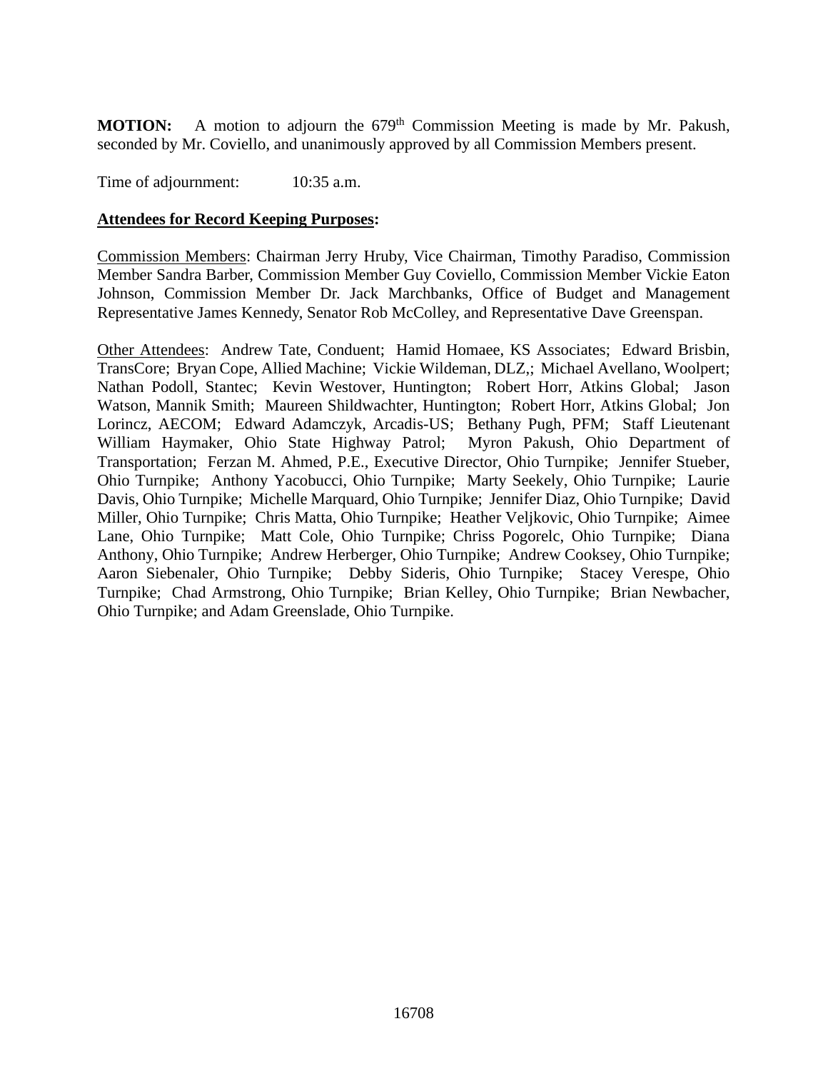**MOTION:** A motion to adjourn the 679th Commission Meeting is made by Mr. Pakush, seconded by Mr. Coviello, and unanimously approved by all Commission Members present.

Time of adjournment: 10:35 a.m.

**Attendees for Record Keeping Purposes:**

Commission Members: Chairman Jerry Hruby, Vice Chairman, Timothy Paradiso, Commission Member Sandra Barber, Commission Member Guy Coviello, Commission Member Vickie Eaton Johnson, Commission Member Dr. Jack Marchbanks, Office of Budget and Management Representative James Kennedy, Senator Rob McColley, and Representative Dave Greenspan.

Other Attendees: Andrew Tate, Conduent; Hamid Homaee, KS Associates; Edward Brisbin, TransCore; Bryan Cope, Allied Machine; Vickie Wildeman, DLZ,; Michael Avellano, Woolpert; Nathan Podoll, Stantec; Kevin Westover, Huntington; Robert Horr, Atkins Global; Jason Watson, Mannik Smith; Maureen Shildwachter, Huntington; Robert Horr, Atkins Global; Jon Lorincz, AECOM; Edward Adamczyk, Arcadis-US; Bethany Pugh, PFM; Staff Lieutenant William Haymaker, Ohio State Highway Patrol; Myron Pakush, Ohio Department of Transportation; Ferzan M. Ahmed, P.E., Executive Director, Ohio Turnpike; Jennifer Stueber, Ohio Turnpike; Anthony Yacobucci, Ohio Turnpike; Marty Seekely, Ohio Turnpike; Laurie Davis, Ohio Turnpike; Michelle Marquard, Ohio Turnpike; Jennifer Diaz, Ohio Turnpike; David Miller, Ohio Turnpike; Chris Matta, Ohio Turnpike; Heather Veljkovic, Ohio Turnpike; Aimee Lane, Ohio Turnpike; Matt Cole, Ohio Turnpike; Chriss Pogorelc, Ohio Turnpike; Diana Anthony, Ohio Turnpike; Andrew Herberger, Ohio Turnpike; Andrew Cooksey, Ohio Turnpike; Aaron Siebenaler, Ohio Turnpike; Debby Sideris, Ohio Turnpike; Stacey Verespe, Ohio Turnpike; Chad Armstrong, Ohio Turnpike; Brian Kelley, Ohio Turnpike; Brian Newbacher, Ohio Turnpike; and Adam Greenslade, Ohio Turnpike.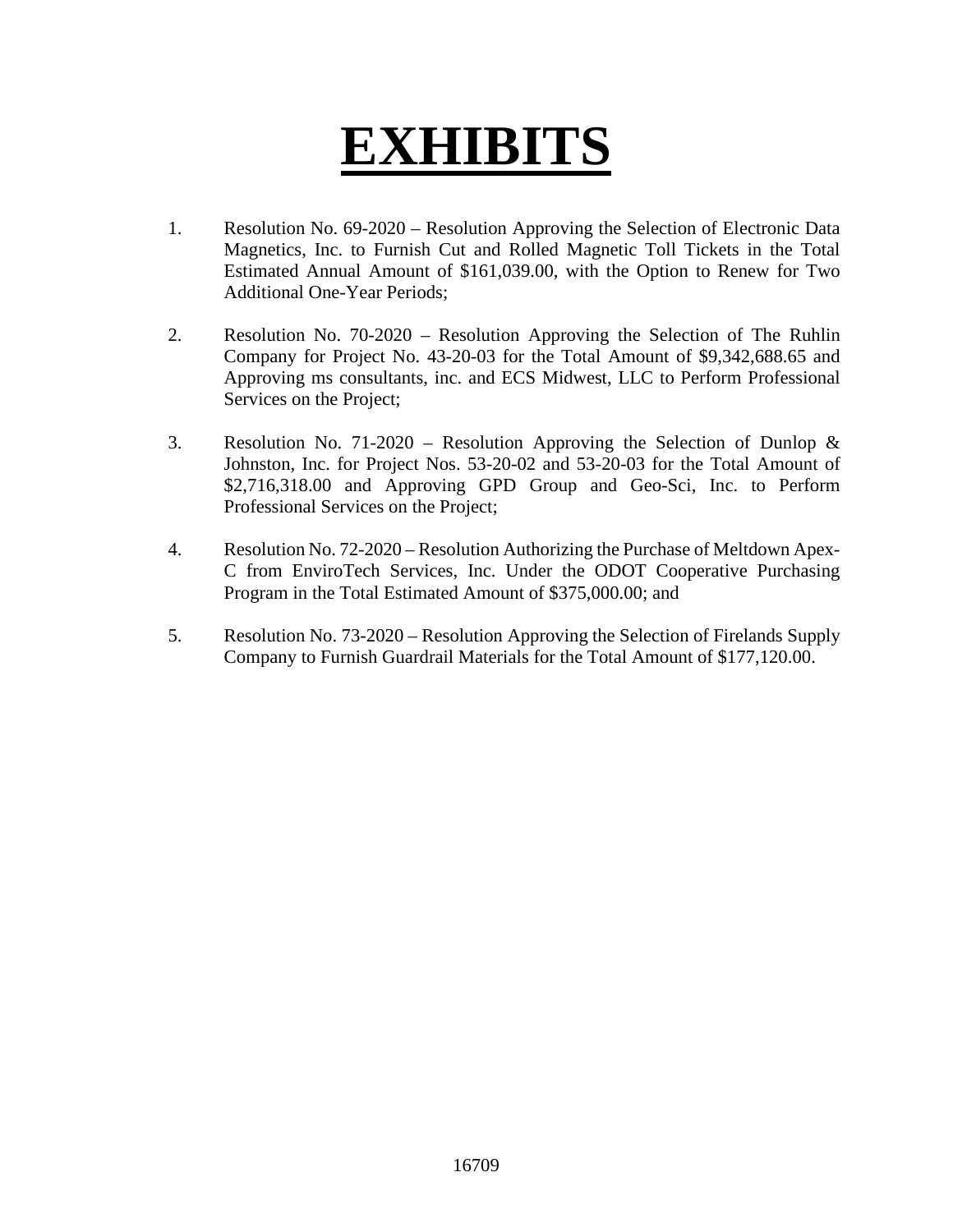# EXHIBITS

1. Resolution No. 69-2020 – Resolution Approving the Selection of Electronic Data Magnetics, Inc. to Furnish Cut and Rolled Magnetic Toll Tickets in the Total Estimated Annual Amount of $161,039.00, with the Option to Renew for Two Additional One-Year Periods;

2. Resolution No. 70-2020 – Resolution Approving the Selection of The Ruhlin Company for Project No. 43-20-03 for the Total Amount of $9,342,688.65 and Approving ms consultants, inc. and ECS Midwest, LLC to Perform Professional Services on the Project;

3. Resolution No. 71-2020 – Resolution Approving the Selection of Dunlop & Johnston, Inc. for Project Nos. 53-20-02 and 53-20-03 for the Total Amount of $2,716,318.00 and Approving GPD Group and Geo-Sci, Inc. to Perform Professional Services on the Project;

4. Resolution No. 72-2020 – Resolution Authorizing the Purchase of Meltdown Apex-C from EnviroTech Services, Inc. Under the ODOT Cooperative Purchasing Program in the Total Estimated Amount of $375,000.00; and

5. Resolution No. 73-2020 – Resolution Approving the Selection of Firelands Supply Company to Furnish Guardrail Materials for the Total Amount of $177,120.00.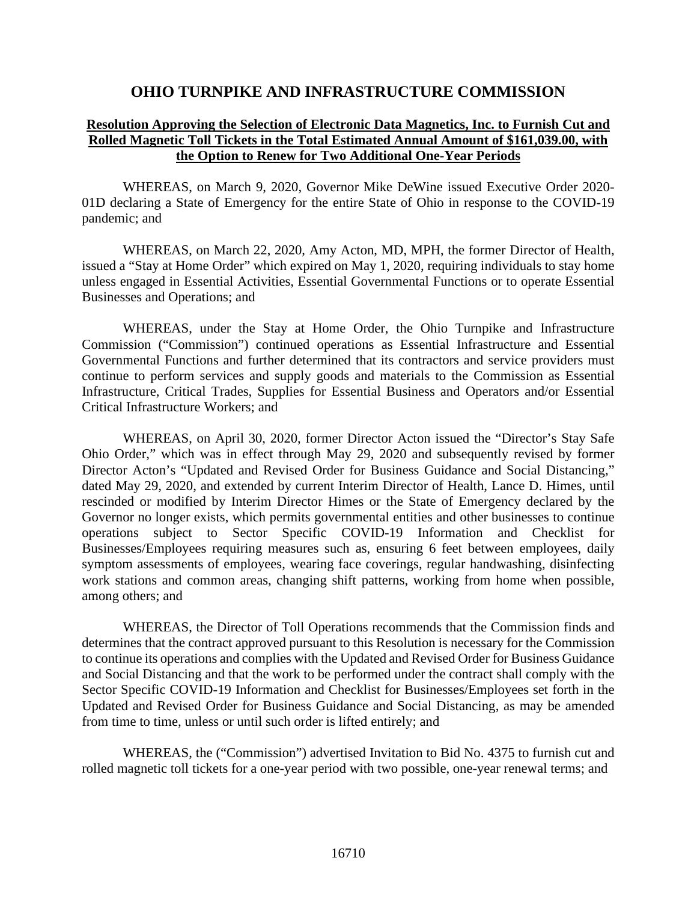# OHIO TURNPIKE AND INFRASTRUCTURE COMMISSION

**Resolution Approving the Selection of Electronic Data Magnetics, Inc. to Furnish Cut and Rolled Magnetic Toll Tickets in the Total Estimated Annual Amount of $161,039.00, with the Option to Renew for Two Additional One-Year Periods**

WHEREAS, on March 9, 2020, Governor Mike DeWine issued Executive Order 2020-01D declaring a State of Emergency for the entire State of Ohio in response to the COVID-19 pandemic; and

WHEREAS, on March 22, 2020, Amy Acton, MD, MPH, the former Director of Health, issued a "Stay at Home Order" which expired on May 1, 2020, requiring individuals to stay home unless engaged in Essential Activities, Essential Governmental Functions or to operate Essential Businesses and Operations; and

WHEREAS, under the Stay at Home Order, the Ohio Turnpike and Infrastructure Commission ("Commission") continued operations as Essential Infrastructure and Essential Governmental Functions and further determined that its contractors and service providers must continue to perform services and supply goods and materials to the Commission as Essential Infrastructure, Critical Trades, Supplies for Essential Business and Operators and/or Essential Critical Infrastructure Workers; and

WHEREAS, on April 30, 2020, former Director Acton issued the "Director's Stay Safe Ohio Order," which was in effect through May 29, 2020 and subsequently revised by former Director Acton's "Updated and Revised Order for Business Guidance and Social Distancing," dated May 29, 2020, and extended by current Interim Director of Health, Lance D. Himes, until rescinded or modified by Interim Director Himes or the State of Emergency declared by the Governor no longer exists, which permits governmental entities and other businesses to continue operations subject to Sector Specific COVID-19 Information and Checklist for Businesses/Employees requiring measures such as, ensuring 6 feet between employees, daily symptom assessments of employees, wearing face coverings, regular handwashing, disinfecting work stations and common areas, changing shift patterns, working from home when possible, among others; and

WHEREAS, the Director of Toll Operations recommends that the Commission finds and determines that the contract approved pursuant to this Resolution is necessary for the Commission to continue its operations and complies with the Updated and Revised Order for Business Guidance and Social Distancing and that the work to be performed under the contract shall comply with the Sector Specific COVID-19 Information and Checklist for Businesses/Employees set forth in the Updated and Revised Order for Business Guidance and Social Distancing, as may be amended from time to time, unless or until such order is lifted entirely; and

WHEREAS, the ("Commission") advertised Invitation to Bid No. 4375 to furnish cut and rolled magnetic toll tickets for a one-year period with two possible, one-year renewal terms; and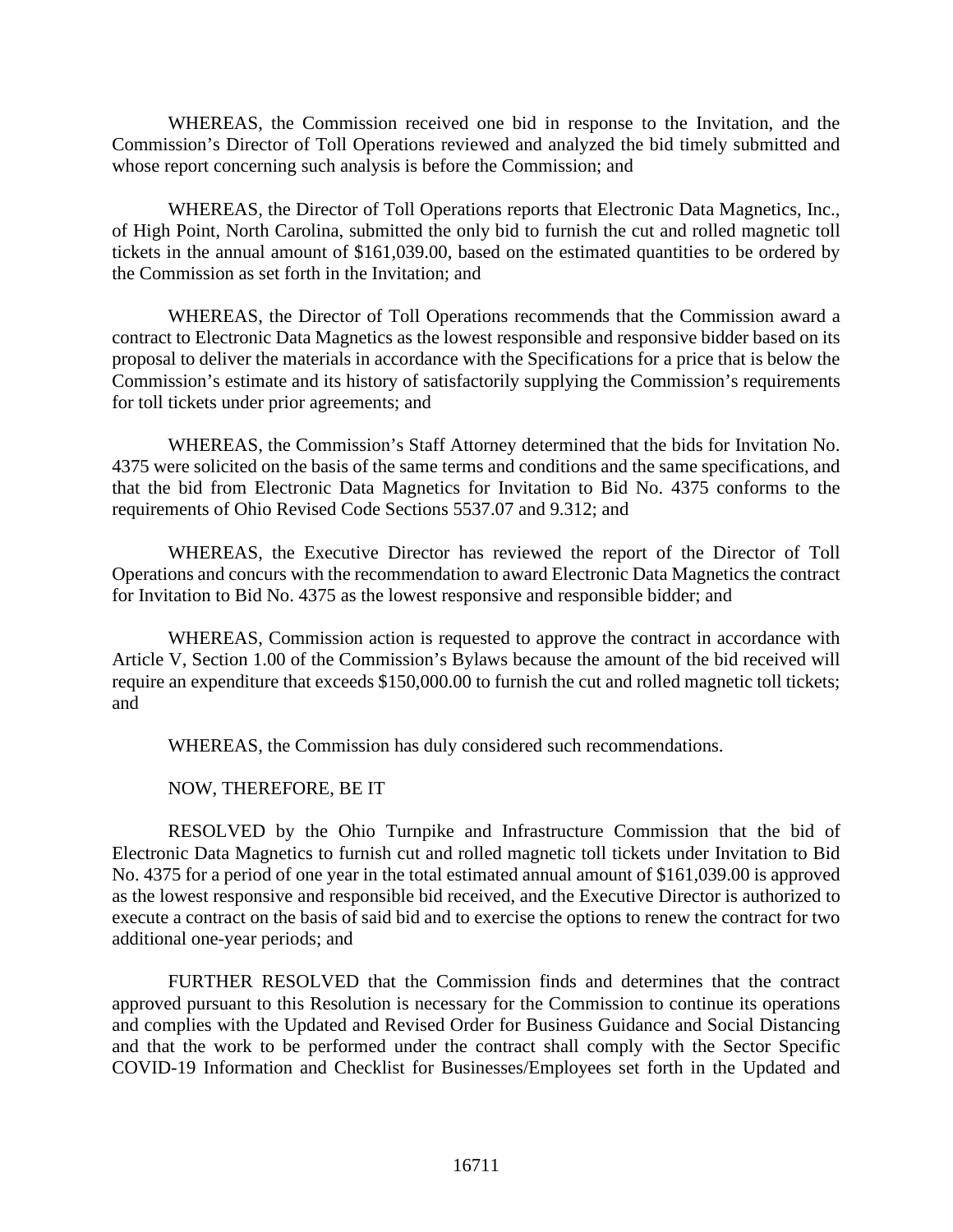WHEREAS, the Commission received one bid in response to the Invitation, and the Commission's Director of Toll Operations reviewed and analyzed the bid timely submitted and whose report concerning such analysis is before the Commission; and

WHEREAS, the Director of Toll Operations reports that Electronic Data Magnetics, Inc., of High Point, North Carolina, submitted the only bid to furnish the cut and rolled magnetic toll tickets in the annual amount of $161,039.00, based on the estimated quantities to be ordered by the Commission as set forth in the Invitation; and

WHEREAS, the Director of Toll Operations recommends that the Commission award a contract to Electronic Data Magnetics as the lowest responsible and responsive bidder based on its proposal to deliver the materials in accordance with the Specifications for a price that is below the Commission's estimate and its history of satisfactorily supplying the Commission's requirements for toll tickets under prior agreements; and

WHEREAS, the Commission's Staff Attorney determined that the bids for Invitation No. 4375 were solicited on the basis of the same terms and conditions and the same specifications, and that the bid from Electronic Data Magnetics for Invitation to Bid No. 4375 conforms to the requirements of Ohio Revised Code Sections 5537.07 and 9.312; and

WHEREAS, the Executive Director has reviewed the report of the Director of Toll Operations and concurs with the recommendation to award Electronic Data Magnetics the contract for Invitation to Bid No. 4375 as the lowest responsive and responsible bidder; and

WHEREAS, Commission action is requested to approve the contract in accordance with Article V, Section 1.00 of the Commission's Bylaws because the amount of the bid received will require an expenditure that exceeds $150,000.00 to furnish the cut and rolled magnetic toll tickets; and

WHEREAS, the Commission has duly considered such recommendations.

NOW, THEREFORE, BE IT

RESOLVED by the Ohio Turnpike and Infrastructure Commission that the bid of Electronic Data Magnetics to furnish cut and rolled magnetic toll tickets under Invitation to Bid No. 4375 for a period of one year in the total estimated annual amount of $161,039.00 is approved as the lowest responsive and responsible bid received, and the Executive Director is authorized to execute a contract on the basis of said bid and to exercise the options to renew the contract for two additional one-year periods; and

FURTHER RESOLVED that the Commission finds and determines that the contract approved pursuant to this Resolution is necessary for the Commission to continue its operations and complies with the Updated and Revised Order for Business Guidance and Social Distancing and that the work to be performed under the contract shall comply with the Sector Specific COVID-19 Information and Checklist for Businesses/Employees set forth in the Updated and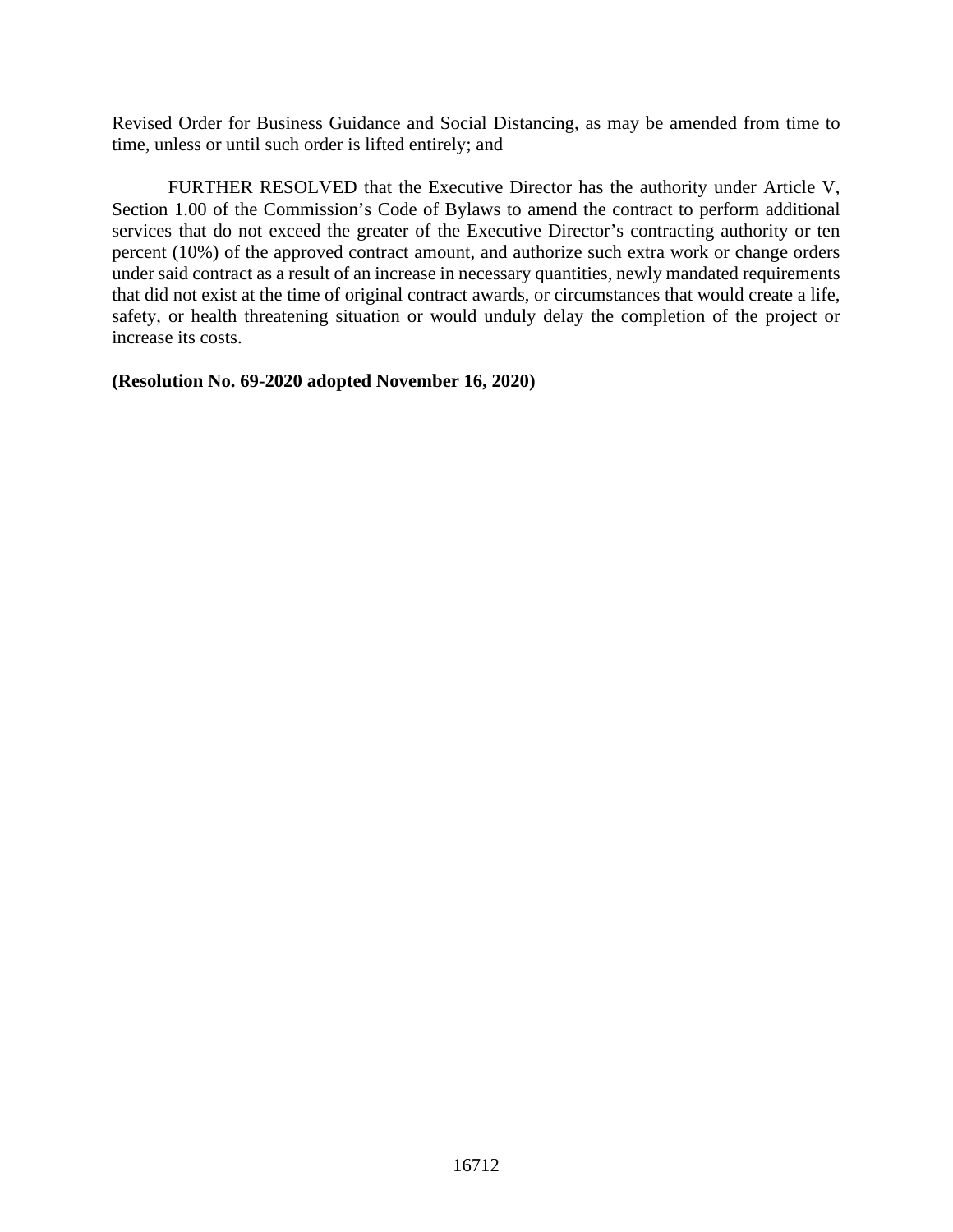Revised Order for Business Guidance and Social Distancing, as may be amended from time to time, unless or until such order is lifted entirely; and

FURTHER RESOLVED that the Executive Director has the authority under Article V, Section 1.00 of the Commission's Code of Bylaws to amend the contract to perform additional services that do not exceed the greater of the Executive Director's contracting authority or ten percent (10%) of the approved contract amount, and authorize such extra work or change orders under said contract as a result of an increase in necessary quantities, newly mandated requirements that did not exist at the time of original contract awards, or circumstances that would create a life, safety, or health threatening situation or would unduly delay the completion of the project or increase its costs.

**(Resolution No. 69-2020 adopted November 16, 2020)**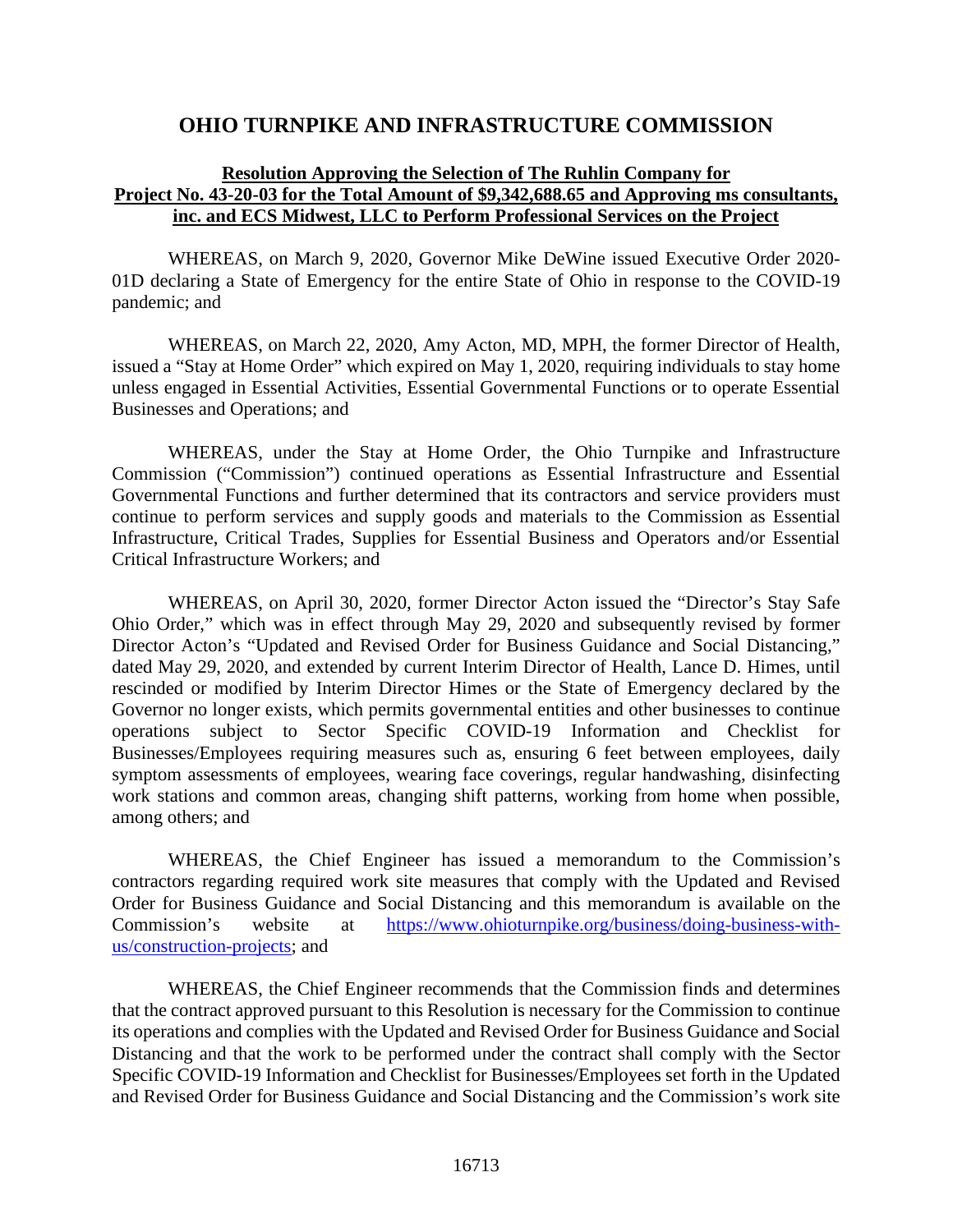# OHIO TURNPIKE AND INFRASTRUCTURE COMMISSION

**Resolution Approving the Selection of The Ruhlin Company for Project No. 43-20-03 for the Total Amount of $9,342,688.65 and Approving ms consultants, inc. and ECS Midwest, LLC to Perform Professional Services on the Project**

WHEREAS, on March 9, 2020, Governor Mike DeWine issued Executive Order 2020-01D declaring a State of Emergency for the entire State of Ohio in response to the COVID-19 pandemic; and

WHEREAS, on March 22, 2020, Amy Acton, MD, MPH, the former Director of Health, issued a "Stay at Home Order" which expired on May 1, 2020, requiring individuals to stay home unless engaged in Essential Activities, Essential Governmental Functions or to operate Essential Businesses and Operations; and

WHEREAS, under the Stay at Home Order, the Ohio Turnpike and Infrastructure Commission ("Commission") continued operations as Essential Infrastructure and Essential Governmental Functions and further determined that its contractors and service providers must continue to perform services and supply goods and materials to the Commission as Essential Infrastructure, Critical Trades, Supplies for Essential Business and Operators and/or Essential Critical Infrastructure Workers; and

WHEREAS, on April 30, 2020, former Director Acton issued the "Director's Stay Safe Ohio Order," which was in effect through May 29, 2020 and subsequently revised by former Director Acton's "Updated and Revised Order for Business Guidance and Social Distancing," dated May 29, 2020, and extended by current Interim Director of Health, Lance D. Himes, until rescinded or modified by Interim Director Himes or the State of Emergency declared by the Governor no longer exists, which permits governmental entities and other businesses to continue operations subject to Sector Specific COVID-19 Information and Checklist for Businesses/Employees requiring measures such as, ensuring 6 feet between employees, daily symptom assessments of employees, wearing face coverings, regular handwashing, disinfecting work stations and common areas, changing shift patterns, working from home when possible, among others; and

WHEREAS, the Chief Engineer has issued a memorandum to the Commission's contractors regarding required work site measures that comply with the Updated and Revised Order for Business Guidance and Social Distancing and this memorandum is available on the Commission's website at https://www.ohioturnpike.org/business/doing-business-with-us/construction-projects; and

WHEREAS, the Chief Engineer recommends that the Commission finds and determines that the contract approved pursuant to this Resolution is necessary for the Commission to continue its operations and complies with the Updated and Revised Order for Business Guidance and Social Distancing and that the work to be performed under the contract shall comply with the Sector Specific COVID-19 Information and Checklist for Businesses/Employees set forth in the Updated and Revised Order for Business Guidance and Social Distancing and the Commission's work site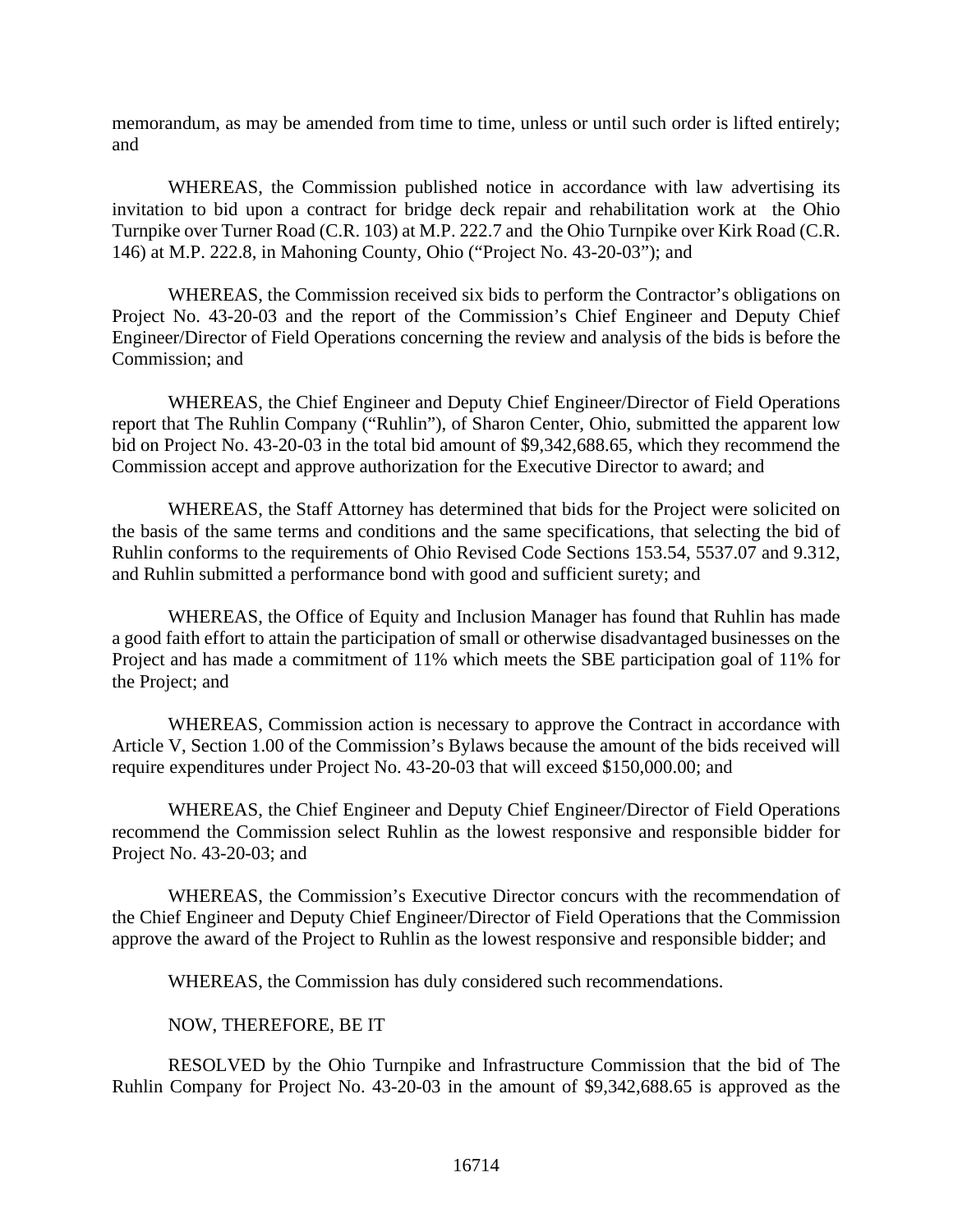memorandum, as may be amended from time to time, unless or until such order is lifted entirely; and

WHEREAS, the Commission published notice in accordance with law advertising its invitation to bid upon a contract for bridge deck repair and rehabilitation work at the Ohio Turnpike over Turner Road (C.R. 103) at M.P. 222.7 and the Ohio Turnpike over Kirk Road (C.R. 146) at M.P. 222.8, in Mahoning County, Ohio ("Project No. 43-20-03"); and

WHEREAS, the Commission received six bids to perform the Contractor's obligations on Project No. 43-20-03 and the report of the Commission's Chief Engineer and Deputy Chief Engineer/Director of Field Operations concerning the review and analysis of the bids is before the Commission; and

WHEREAS, the Chief Engineer and Deputy Chief Engineer/Director of Field Operations report that The Ruhlin Company ("Ruhlin"), of Sharon Center, Ohio, submitted the apparent low bid on Project No. 43-20-03 in the total bid amount of $9,342,688.65, which they recommend the Commission accept and approve authorization for the Executive Director to award; and

WHEREAS, the Staff Attorney has determined that bids for the Project were solicited on the basis of the same terms and conditions and the same specifications, that selecting the bid of Ruhlin conforms to the requirements of Ohio Revised Code Sections 153.54, 5537.07 and 9.312, and Ruhlin submitted a performance bond with good and sufficient surety; and

WHEREAS, the Office of Equity and Inclusion Manager has found that Ruhlin has made a good faith effort to attain the participation of small or otherwise disadvantaged businesses on the Project and has made a commitment of 11% which meets the SBE participation goal of 11% for the Project; and

WHEREAS, Commission action is necessary to approve the Contract in accordance with Article V, Section 1.00 of the Commission's Bylaws because the amount of the bids received will require expenditures under Project No. 43-20-03 that will exceed $150,000.00; and

WHEREAS, the Chief Engineer and Deputy Chief Engineer/Director of Field Operations recommend the Commission select Ruhlin as the lowest responsive and responsible bidder for Project No. 43-20-03; and

WHEREAS, the Commission's Executive Director concurs with the recommendation of the Chief Engineer and Deputy Chief Engineer/Director of Field Operations that the Commission approve the award of the Project to Ruhlin as the lowest responsive and responsible bidder; and

WHEREAS, the Commission has duly considered such recommendations.

NOW, THEREFORE, BE IT

RESOLVED by the Ohio Turnpike and Infrastructure Commission that the bid of The Ruhlin Company for Project No. 43-20-03 in the amount of $9,342,688.65 is approved as the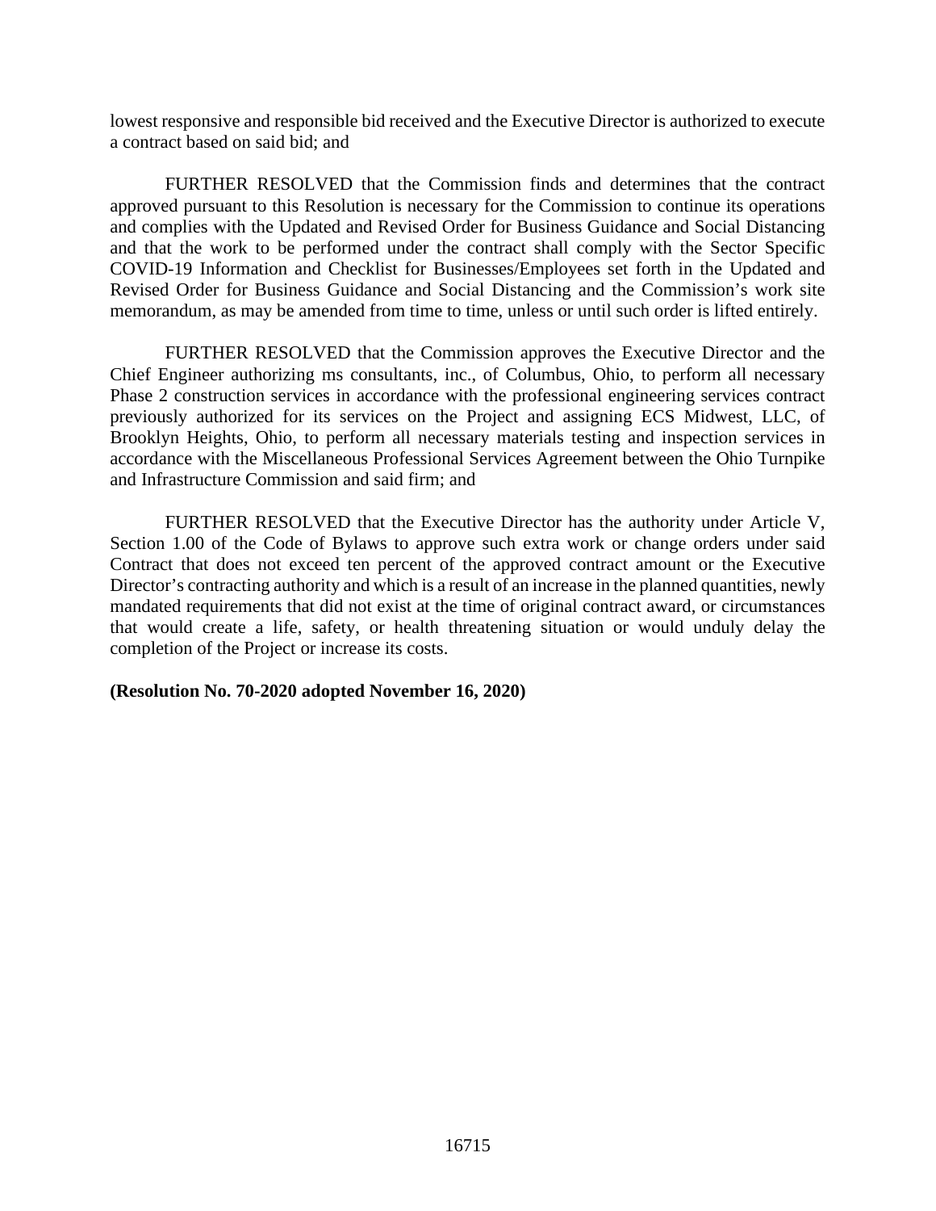lowest responsive and responsible bid received and the Executive Director is authorized to execute a contract based on said bid; and

FURTHER RESOLVED that the Commission finds and determines that the contract approved pursuant to this Resolution is necessary for the Commission to continue its operations and complies with the Updated and Revised Order for Business Guidance and Social Distancing and that the work to be performed under the contract shall comply with the Sector Specific COVID-19 Information and Checklist for Businesses/Employees set forth in the Updated and Revised Order for Business Guidance and Social Distancing and the Commission's work site memorandum, as may be amended from time to time, unless or until such order is lifted entirely.

FURTHER RESOLVED that the Commission approves the Executive Director and the Chief Engineer authorizing ms consultants, inc., of Columbus, Ohio, to perform all necessary Phase 2 construction services in accordance with the professional engineering services contract previously authorized for its services on the Project and assigning ECS Midwest, LLC, of Brooklyn Heights, Ohio, to perform all necessary materials testing and inspection services in accordance with the Miscellaneous Professional Services Agreement between the Ohio Turnpike and Infrastructure Commission and said firm; and

FURTHER RESOLVED that the Executive Director has the authority under Article V, Section 1.00 of the Code of Bylaws to approve such extra work or change orders under said Contract that does not exceed ten percent of the approved contract amount or the Executive Director's contracting authority and which is a result of an increase in the planned quantities, newly mandated requirements that did not exist at the time of original contract award, or circumstances that would create a life, safety, or health threatening situation or would unduly delay the completion of the Project or increase its costs.

**(Resolution No. 70-2020 adopted November 16, 2020)**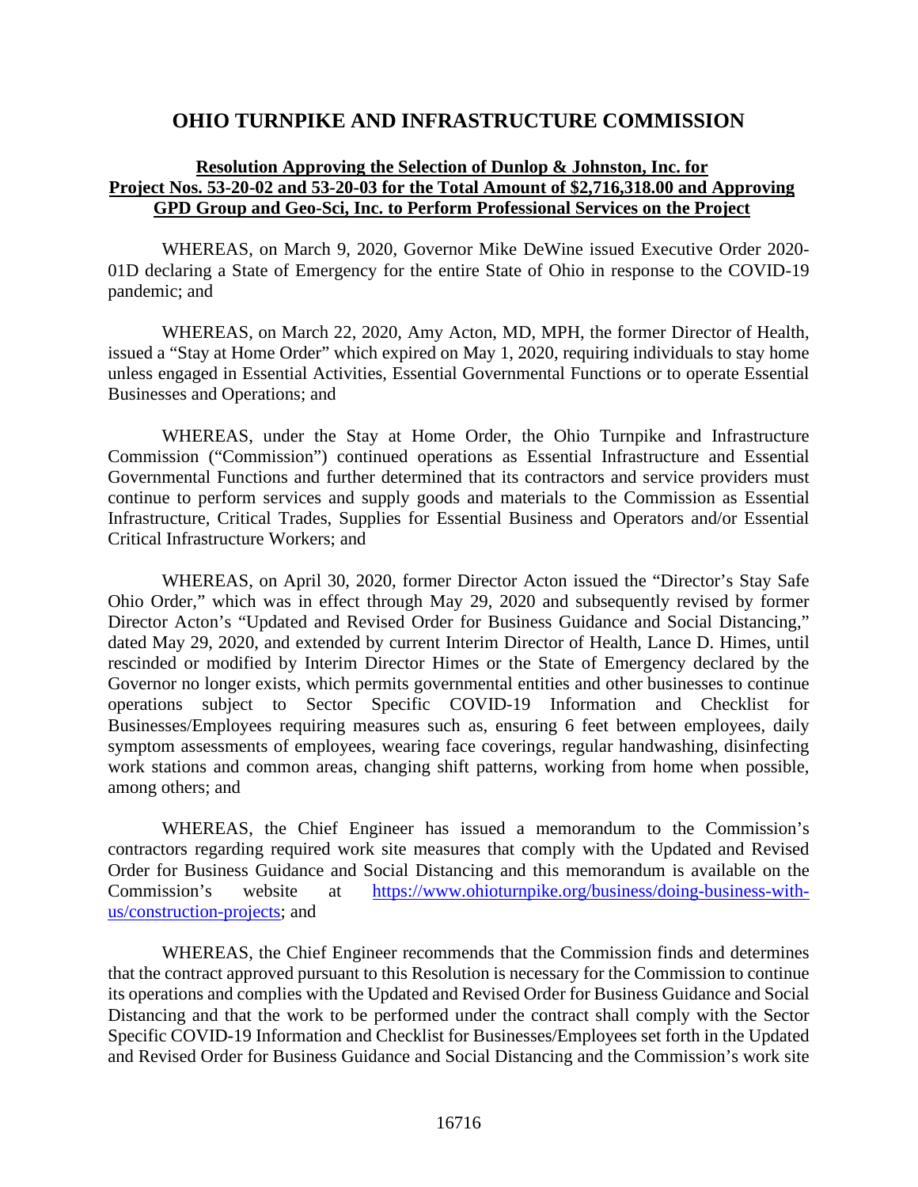# OHIO TURNPIKE AND INFRASTRUCTURE COMMISSION

**Resolution Approving the Selection of Dunlop & Johnston, Inc. for Project Nos. 53-20-02 and 53-20-03 for the Total Amount of $2,716,318.00 and Approving GPD Group and Geo-Sci, Inc. to Perform Professional Services on the Project**

WHEREAS, on March 9, 2020, Governor Mike DeWine issued Executive Order 2020-01D declaring a State of Emergency for the entire State of Ohio in response to the COVID-19 pandemic; and

WHEREAS, on March 22, 2020, Amy Acton, MD, MPH, the former Director of Health, issued a "Stay at Home Order" which expired on May 1, 2020, requiring individuals to stay home unless engaged in Essential Activities, Essential Governmental Functions or to operate Essential Businesses and Operations; and

WHEREAS, under the Stay at Home Order, the Ohio Turnpike and Infrastructure Commission ("Commission") continued operations as Essential Infrastructure and Essential Governmental Functions and further determined that its contractors and service providers must continue to perform services and supply goods and materials to the Commission as Essential Infrastructure, Critical Trades, Supplies for Essential Business and Operators and/or Essential Critical Infrastructure Workers; and

WHEREAS, on April 30, 2020, former Director Acton issued the "Director's Stay Safe Ohio Order," which was in effect through May 29, 2020 and subsequently revised by former Director Acton's "Updated and Revised Order for Business Guidance and Social Distancing," dated May 29, 2020, and extended by current Interim Director of Health, Lance D. Himes, until rescinded or modified by Interim Director Himes or the State of Emergency declared by the Governor no longer exists, which permits governmental entities and other businesses to continue operations subject to Sector Specific COVID-19 Information and Checklist for Businesses/Employees requiring measures such as, ensuring 6 feet between employees, daily symptom assessments of employees, wearing face coverings, regular handwashing, disinfecting work stations and common areas, changing shift patterns, working from home when possible, among others; and

WHEREAS, the Chief Engineer has issued a memorandum to the Commission's contractors regarding required work site measures that comply with the Updated and Revised Order for Business Guidance and Social Distancing and this memorandum is available on the Commission's website at https://www.ohioturnpike.org/business/doing-business-with-us/construction-projects; and

WHEREAS, the Chief Engineer recommends that the Commission finds and determines that the contract approved pursuant to this Resolution is necessary for the Commission to continue its operations and complies with the Updated and Revised Order for Business Guidance and Social Distancing and that the work to be performed under the contract shall comply with the Sector Specific COVID-19 Information and Checklist for Businesses/Employees set forth in the Updated and Revised Order for Business Guidance and Social Distancing and the Commission's work site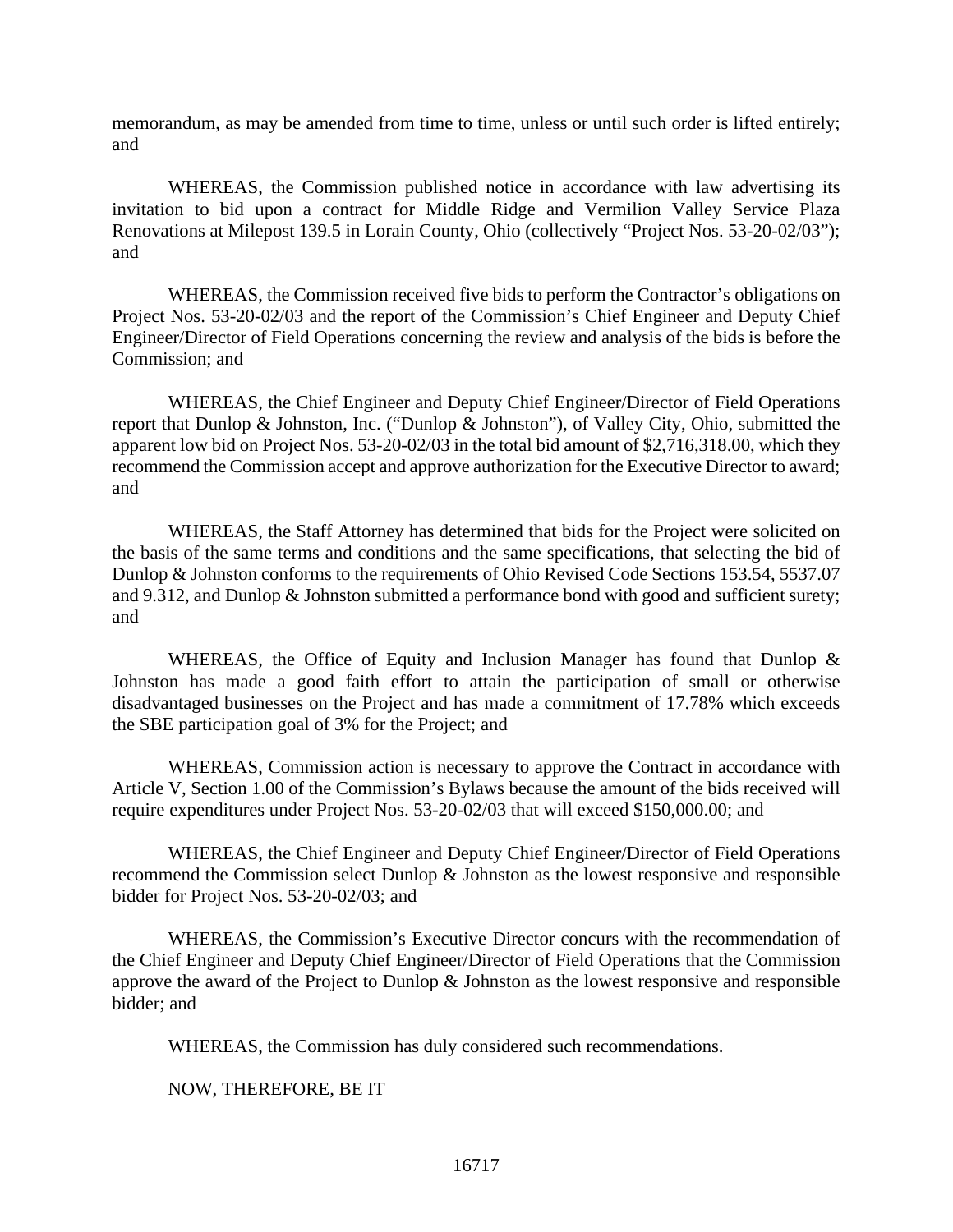memorandum, as may be amended from time to time, unless or until such order is lifted entirely; and

WHEREAS, the Commission published notice in accordance with law advertising its invitation to bid upon a contract for Middle Ridge and Vermilion Valley Service Plaza Renovations at Milepost 139.5 in Lorain County, Ohio (collectively "Project Nos. 53-20-02/03"); and

WHEREAS, the Commission received five bids to perform the Contractor's obligations on Project Nos. 53-20-02/03 and the report of the Commission's Chief Engineer and Deputy Chief Engineer/Director of Field Operations concerning the review and analysis of the bids is before the Commission; and

WHEREAS, the Chief Engineer and Deputy Chief Engineer/Director of Field Operations report that Dunlop & Johnston, Inc. ("Dunlop & Johnston"), of Valley City, Ohio, submitted the apparent low bid on Project Nos. 53-20-02/03 in the total bid amount of $2,716,318.00, which they recommend the Commission accept and approve authorization for the Executive Director to award; and

WHEREAS, the Staff Attorney has determined that bids for the Project were solicited on the basis of the same terms and conditions and the same specifications, that selecting the bid of Dunlop & Johnston conforms to the requirements of Ohio Revised Code Sections 153.54, 5537.07 and 9.312, and Dunlop & Johnston submitted a performance bond with good and sufficient surety; and

WHEREAS, the Office of Equity and Inclusion Manager has found that Dunlop & Johnston has made a good faith effort to attain the participation of small or otherwise disadvantaged businesses on the Project and has made a commitment of 17.78% which exceeds the SBE participation goal of 3% for the Project; and

WHEREAS, Commission action is necessary to approve the Contract in accordance with Article V, Section 1.00 of the Commission's Bylaws because the amount of the bids received will require expenditures under Project Nos. 53-20-02/03 that will exceed $150,000.00; and

WHEREAS, the Chief Engineer and Deputy Chief Engineer/Director of Field Operations recommend the Commission select Dunlop & Johnston as the lowest responsive and responsible bidder for Project Nos. 53-20-02/03; and

WHEREAS, the Commission's Executive Director concurs with the recommendation of the Chief Engineer and Deputy Chief Engineer/Director of Field Operations that the Commission approve the award of the Project to Dunlop & Johnston as the lowest responsive and responsible bidder; and

WHEREAS, the Commission has duly considered such recommendations.

NOW, THEREFORE, BE IT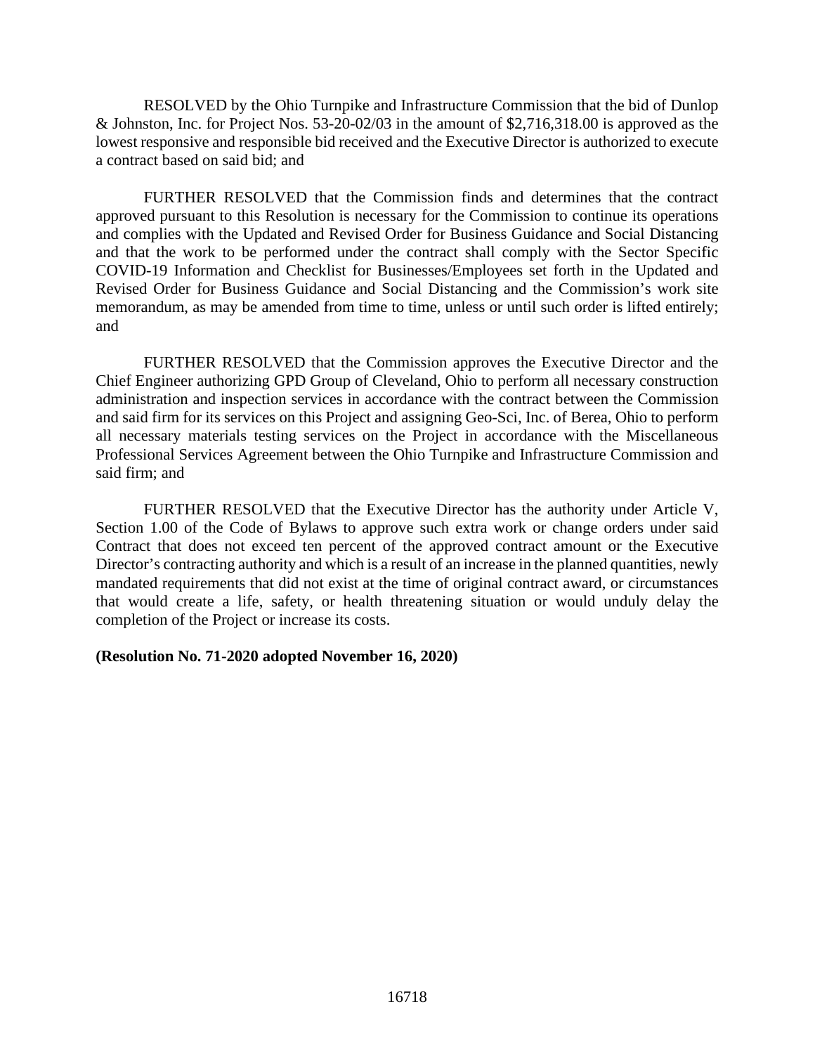RESOLVED by the Ohio Turnpike and Infrastructure Commission that the bid of Dunlop & Johnston, Inc. for Project Nos. 53-20-02/03 in the amount of $2,716,318.00 is approved as the lowest responsive and responsible bid received and the Executive Director is authorized to execute a contract based on said bid; and

FURTHER RESOLVED that the Commission finds and determines that the contract approved pursuant to this Resolution is necessary for the Commission to continue its operations and complies with the Updated and Revised Order for Business Guidance and Social Distancing and that the work to be performed under the contract shall comply with the Sector Specific COVID-19 Information and Checklist for Businesses/Employees set forth in the Updated and Revised Order for Business Guidance and Social Distancing and the Commission's work site memorandum, as may be amended from time to time, unless or until such order is lifted entirely; and

FURTHER RESOLVED that the Commission approves the Executive Director and the Chief Engineer authorizing GPD Group of Cleveland, Ohio to perform all necessary construction administration and inspection services in accordance with the contract between the Commission and said firm for its services on this Project and assigning Geo-Sci, Inc. of Berea, Ohio to perform all necessary materials testing services on the Project in accordance with the Miscellaneous Professional Services Agreement between the Ohio Turnpike and Infrastructure Commission and said firm; and

FURTHER RESOLVED that the Executive Director has the authority under Article V, Section 1.00 of the Code of Bylaws to approve such extra work or change orders under said Contract that does not exceed ten percent of the approved contract amount or the Executive Director's contracting authority and which is a result of an increase in the planned quantities, newly mandated requirements that did not exist at the time of original contract award, or circumstances that would create a life, safety, or health threatening situation or would unduly delay the completion of the Project or increase its costs.

**(Resolution No. 71-2020 adopted November 16, 2020)**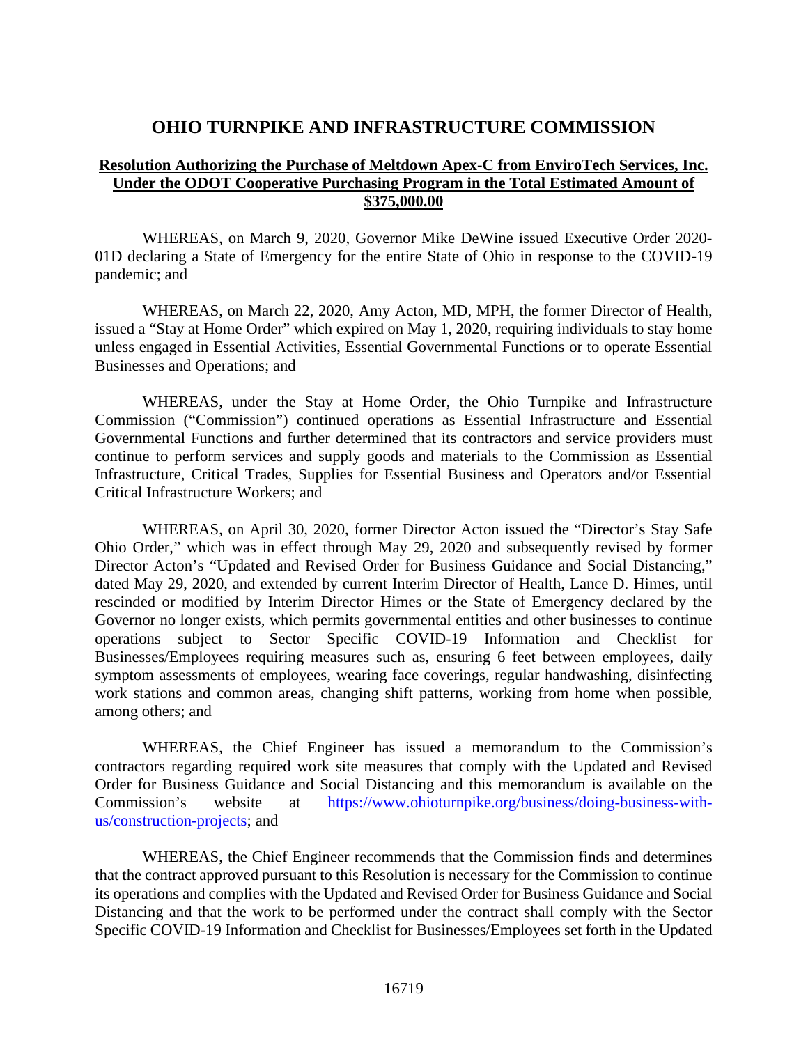# OHIO TURNPIKE AND INFRASTRUCTURE COMMISSION

**Resolution Authorizing the Purchase of Meltdown Apex-C from EnviroTech Services, Inc. Under the ODOT Cooperative Purchasing Program in the Total Estimated Amount of $375,000.00**

WHEREAS, on March 9, 2020, Governor Mike DeWine issued Executive Order 2020-01D declaring a State of Emergency for the entire State of Ohio in response to the COVID-19 pandemic; and

WHEREAS, on March 22, 2020, Amy Acton, MD, MPH, the former Director of Health, issued a "Stay at Home Order" which expired on May 1, 2020, requiring individuals to stay home unless engaged in Essential Activities, Essential Governmental Functions or to operate Essential Businesses and Operations; and

WHEREAS, under the Stay at Home Order, the Ohio Turnpike and Infrastructure Commission ("Commission") continued operations as Essential Infrastructure and Essential Governmental Functions and further determined that its contractors and service providers must continue to perform services and supply goods and materials to the Commission as Essential Infrastructure, Critical Trades, Supplies for Essential Business and Operators and/or Essential Critical Infrastructure Workers; and

WHEREAS, on April 30, 2020, former Director Acton issued the "Director's Stay Safe Ohio Order," which was in effect through May 29, 2020 and subsequently revised by former Director Acton's "Updated and Revised Order for Business Guidance and Social Distancing," dated May 29, 2020, and extended by current Interim Director of Health, Lance D. Himes, until rescinded or modified by Interim Director Himes or the State of Emergency declared by the Governor no longer exists, which permits governmental entities and other businesses to continue operations subject to Sector Specific COVID-19 Information and Checklist for Businesses/Employees requiring measures such as, ensuring 6 feet between employees, daily symptom assessments of employees, wearing face coverings, regular handwashing, disinfecting work stations and common areas, changing shift patterns, working from home when possible, among others; and

WHEREAS, the Chief Engineer has issued a memorandum to the Commission's contractors regarding required work site measures that comply with the Updated and Revised Order for Business Guidance and Social Distancing and this memorandum is available on the Commission's website at https://www.ohioturnpike.org/business/doing-business-with-us/construction-projects; and

WHEREAS, the Chief Engineer recommends that the Commission finds and determines that the contract approved pursuant to this Resolution is necessary for the Commission to continue its operations and complies with the Updated and Revised Order for Business Guidance and Social Distancing and that the work to be performed under the contract shall comply with the Sector Specific COVID-19 Information and Checklist for Businesses/Employees set forth in the Updated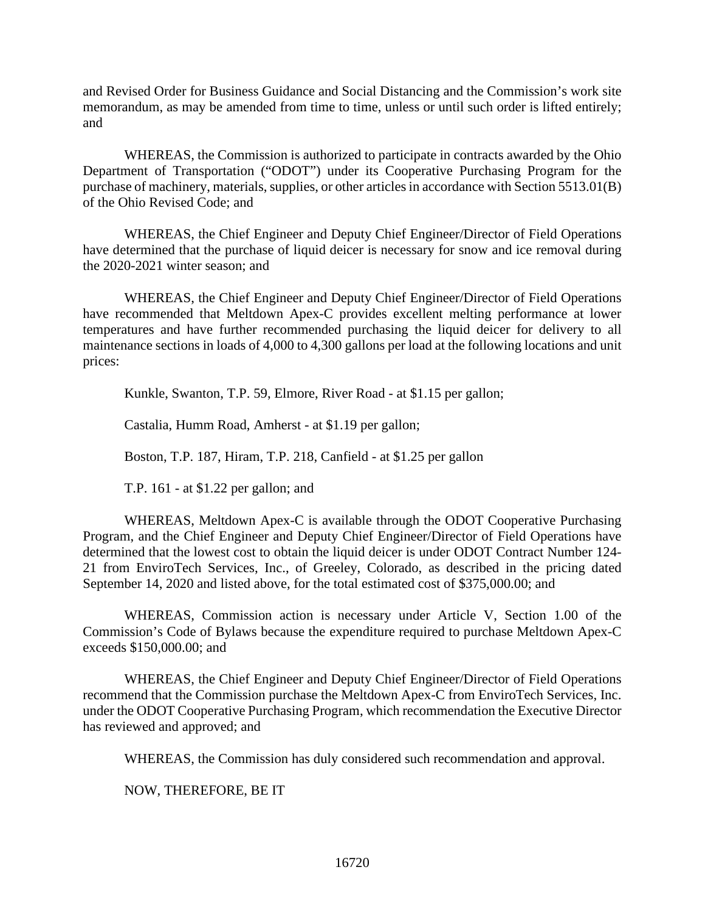and Revised Order for Business Guidance and Social Distancing and the Commission's work site memorandum, as may be amended from time to time, unless or until such order is lifted entirely; and

WHEREAS, the Commission is authorized to participate in contracts awarded by the Ohio Department of Transportation ("ODOT") under its Cooperative Purchasing Program for the purchase of machinery, materials, supplies, or other articles in accordance with Section 5513.01(B) of the Ohio Revised Code; and

WHEREAS, the Chief Engineer and Deputy Chief Engineer/Director of Field Operations have determined that the purchase of liquid deicer is necessary for snow and ice removal during the 2020-2021 winter season; and

WHEREAS, the Chief Engineer and Deputy Chief Engineer/Director of Field Operations have recommended that Meltdown Apex-C provides excellent melting performance at lower temperatures and have further recommended purchasing the liquid deicer for delivery to all maintenance sections in loads of 4,000 to 4,300 gallons per load at the following locations and unit prices:

Kunkle, Swanton, T.P. 59, Elmore, River Road - at $1.15 per gallon;

Castalia, Humm Road, Amherst - at $1.19 per gallon;

Boston, T.P. 187, Hiram, T.P. 218, Canfield - at $1.25 per gallon

T.P. 161 - at $1.22 per gallon; and

WHEREAS, Meltdown Apex-C is available through the ODOT Cooperative Purchasing Program, and the Chief Engineer and Deputy Chief Engineer/Director of Field Operations have determined that the lowest cost to obtain the liquid deicer is under ODOT Contract Number 124-21 from EnviroTech Services, Inc., of Greeley, Colorado, as described in the pricing dated September 14, 2020 and listed above, for the total estimated cost of $375,000.00; and

WHEREAS, Commission action is necessary under Article V, Section 1.00 of the Commission's Code of Bylaws because the expenditure required to purchase Meltdown Apex-C exceeds $150,000.00; and

WHEREAS, the Chief Engineer and Deputy Chief Engineer/Director of Field Operations recommend that the Commission purchase the Meltdown Apex-C from EnviroTech Services, Inc. under the ODOT Cooperative Purchasing Program, which recommendation the Executive Director has reviewed and approved; and

WHEREAS, the Commission has duly considered such recommendation and approval.

NOW, THEREFORE, BE IT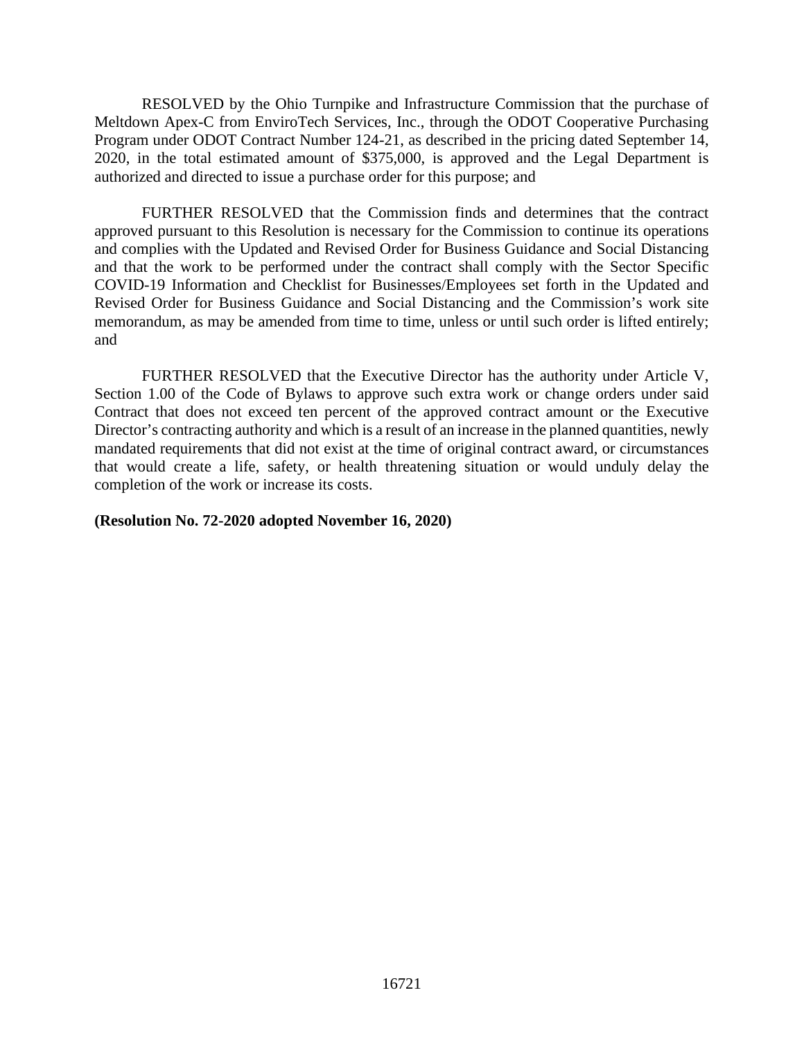RESOLVED by the Ohio Turnpike and Infrastructure Commission that the purchase of Meltdown Apex-C from EnviroTech Services, Inc., through the ODOT Cooperative Purchasing Program under ODOT Contract Number 124-21, as described in the pricing dated September 14, 2020, in the total estimated amount of $375,000, is approved and the Legal Department is authorized and directed to issue a purchase order for this purpose; and

FURTHER RESOLVED that the Commission finds and determines that the contract approved pursuant to this Resolution is necessary for the Commission to continue its operations and complies with the Updated and Revised Order for Business Guidance and Social Distancing and that the work to be performed under the contract shall comply with the Sector Specific COVID-19 Information and Checklist for Businesses/Employees set forth in the Updated and Revised Order for Business Guidance and Social Distancing and the Commission's work site memorandum, as may be amended from time to time, unless or until such order is lifted entirely; and

FURTHER RESOLVED that the Executive Director has the authority under Article V, Section 1.00 of the Code of Bylaws to approve such extra work or change orders under said Contract that does not exceed ten percent of the approved contract amount or the Executive Director's contracting authority and which is a result of an increase in the planned quantities, newly mandated requirements that did not exist at the time of original contract award, or circumstances that would create a life, safety, or health threatening situation or would unduly delay the completion of the work or increase its costs.

**(Resolution No. 72-2020 adopted November 16, 2020)**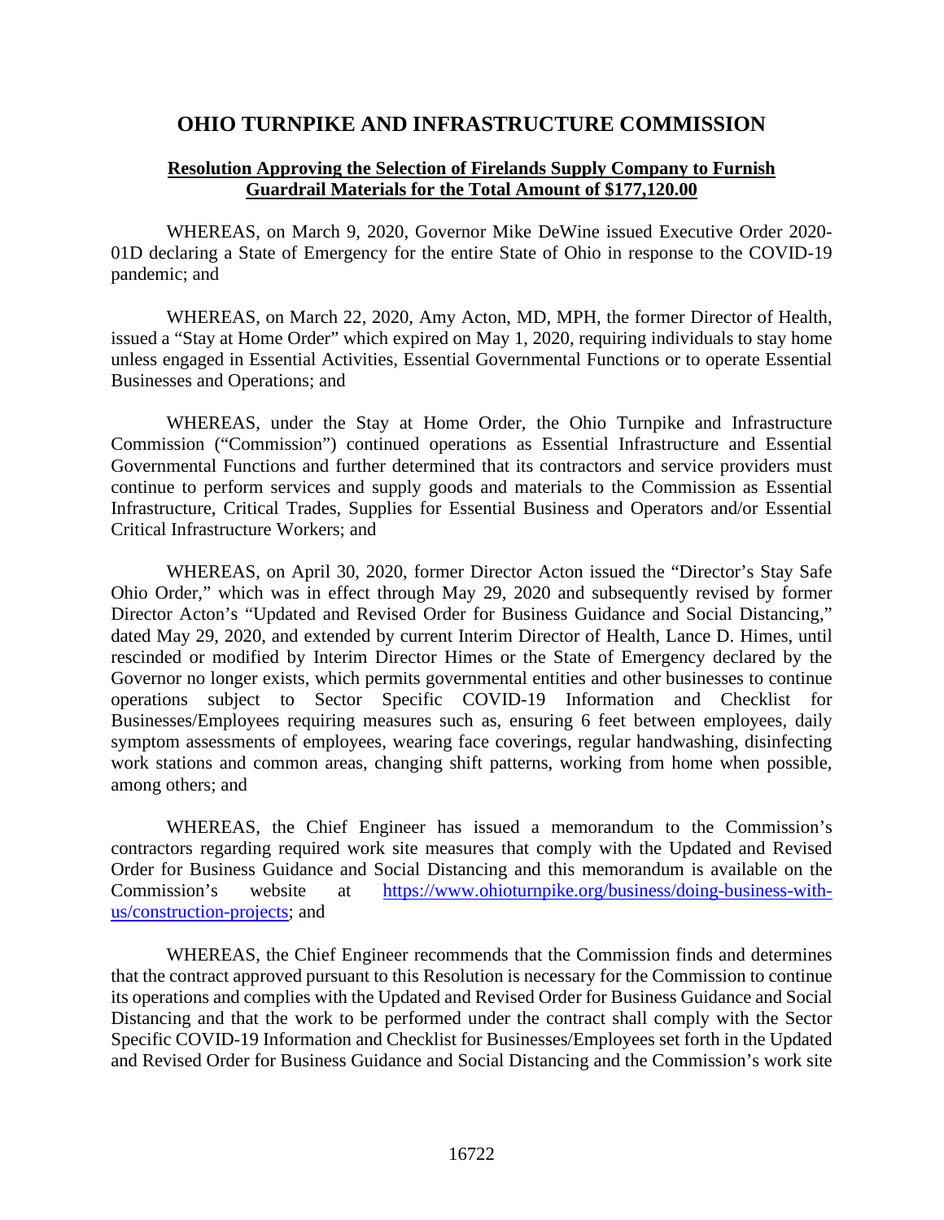# OHIO TURNPIKE AND INFRASTRUCTURE COMMISSION

**Resolution Approving the Selection of Firelands Supply Company to Furnish Guardrail Materials for the Total Amount of $177,120.00**

WHEREAS, on March 9, 2020, Governor Mike DeWine issued Executive Order 2020-01D declaring a State of Emergency for the entire State of Ohio in response to the COVID-19 pandemic; and

WHEREAS, on March 22, 2020, Amy Acton, MD, MPH, the former Director of Health, issued a "Stay at Home Order" which expired on May 1, 2020, requiring individuals to stay home unless engaged in Essential Activities, Essential Governmental Functions or to operate Essential Businesses and Operations; and

WHEREAS, under the Stay at Home Order, the Ohio Turnpike and Infrastructure Commission ("Commission") continued operations as Essential Infrastructure and Essential Governmental Functions and further determined that its contractors and service providers must continue to perform services and supply goods and materials to the Commission as Essential Infrastructure, Critical Trades, Supplies for Essential Business and Operators and/or Essential Critical Infrastructure Workers; and

WHEREAS, on April 30, 2020, former Director Acton issued the "Director's Stay Safe Ohio Order," which was in effect through May 29, 2020 and subsequently revised by former Director Acton's "Updated and Revised Order for Business Guidance and Social Distancing," dated May 29, 2020, and extended by current Interim Director of Health, Lance D. Himes, until rescinded or modified by Interim Director Himes or the State of Emergency declared by the Governor no longer exists, which permits governmental entities and other businesses to continue operations subject to Sector Specific COVID-19 Information and Checklist for Businesses/Employees requiring measures such as, ensuring 6 feet between employees, daily symptom assessments of employees, wearing face coverings, regular handwashing, disinfecting work stations and common areas, changing shift patterns, working from home when possible, among others; and

WHEREAS, the Chief Engineer has issued a memorandum to the Commission's contractors regarding required work site measures that comply with the Updated and Revised Order for Business Guidance and Social Distancing and this memorandum is available on the Commission's website at https://www.ohioturnpike.org/business/doing-business-with-us/construction-projects; and

WHEREAS, the Chief Engineer recommends that the Commission finds and determines that the contract approved pursuant to this Resolution is necessary for the Commission to continue its operations and complies with the Updated and Revised Order for Business Guidance and Social Distancing and that the work to be performed under the contract shall comply with the Sector Specific COVID-19 Information and Checklist for Businesses/Employees set forth in the Updated and Revised Order for Business Guidance and Social Distancing and the Commission's work site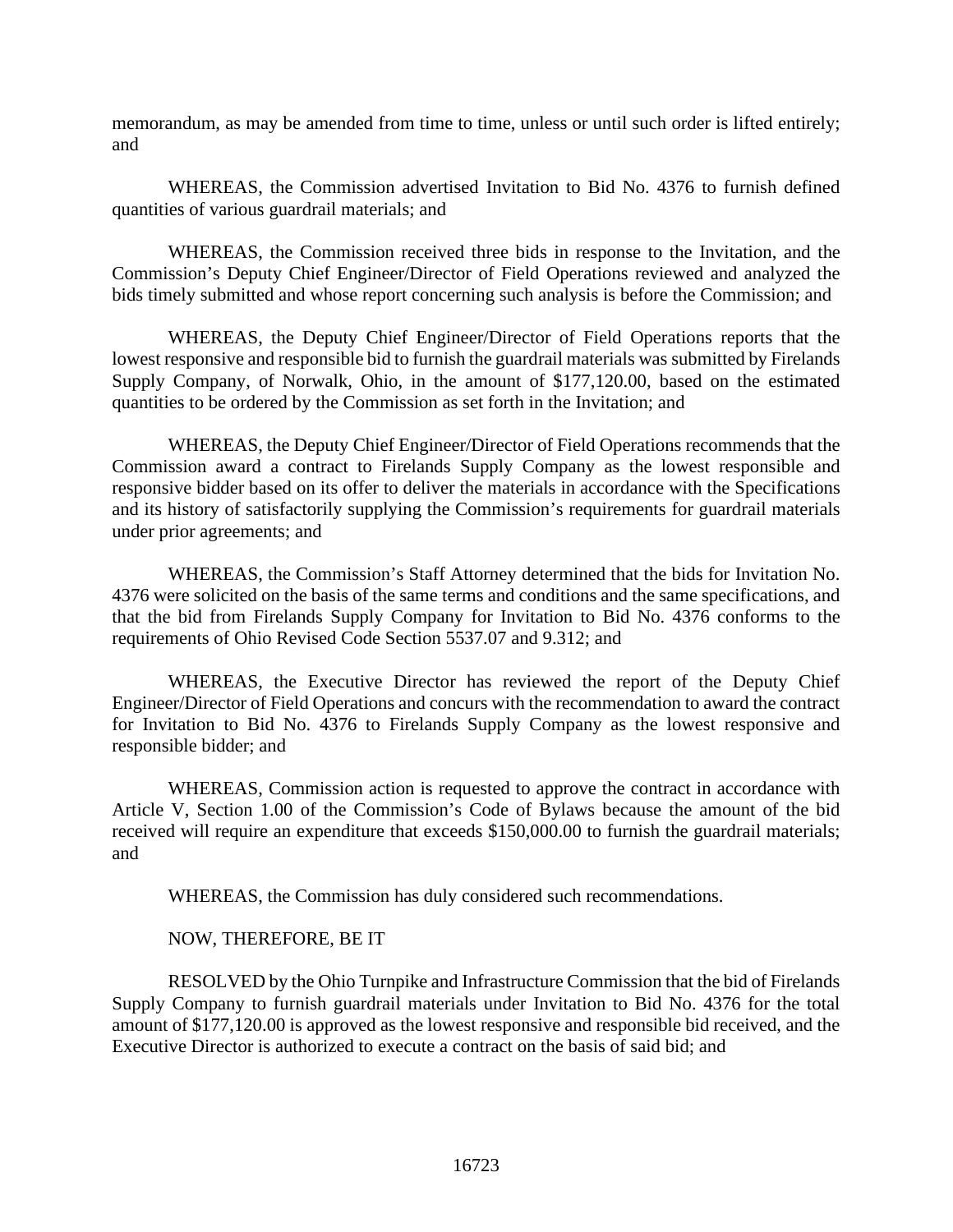memorandum, as may be amended from time to time, unless or until such order is lifted entirely; and

WHEREAS, the Commission advertised Invitation to Bid No. 4376 to furnish defined quantities of various guardrail materials; and

WHEREAS, the Commission received three bids in response to the Invitation, and the Commission's Deputy Chief Engineer/Director of Field Operations reviewed and analyzed the bids timely submitted and whose report concerning such analysis is before the Commission; and

WHEREAS, the Deputy Chief Engineer/Director of Field Operations reports that the lowest responsive and responsible bid to furnish the guardrail materials was submitted by Firelands Supply Company, of Norwalk, Ohio, in the amount of $177,120.00, based on the estimated quantities to be ordered by the Commission as set forth in the Invitation; and

WHEREAS, the Deputy Chief Engineer/Director of Field Operations recommends that the Commission award a contract to Firelands Supply Company as the lowest responsible and responsive bidder based on its offer to deliver the materials in accordance with the Specifications and its history of satisfactorily supplying the Commission's requirements for guardrail materials under prior agreements; and

WHEREAS, the Commission's Staff Attorney determined that the bids for Invitation No. 4376 were solicited on the basis of the same terms and conditions and the same specifications, and that the bid from Firelands Supply Company for Invitation to Bid No. 4376 conforms to the requirements of Ohio Revised Code Section 5537.07 and 9.312; and

WHEREAS, the Executive Director has reviewed the report of the Deputy Chief Engineer/Director of Field Operations and concurs with the recommendation to award the contract for Invitation to Bid No. 4376 to Firelands Supply Company as the lowest responsive and responsible bidder; and

WHEREAS, Commission action is requested to approve the contract in accordance with Article V, Section 1.00 of the Commission's Code of Bylaws because the amount of the bid received will require an expenditure that exceeds $150,000.00 to furnish the guardrail materials; and

WHEREAS, the Commission has duly considered such recommendations.

NOW, THEREFORE, BE IT

RESOLVED by the Ohio Turnpike and Infrastructure Commission that the bid of Firelands Supply Company to furnish guardrail materials under Invitation to Bid No. 4376 for the total amount of $177,120.00 is approved as the lowest responsive and responsible bid received, and the Executive Director is authorized to execute a contract on the basis of said bid; and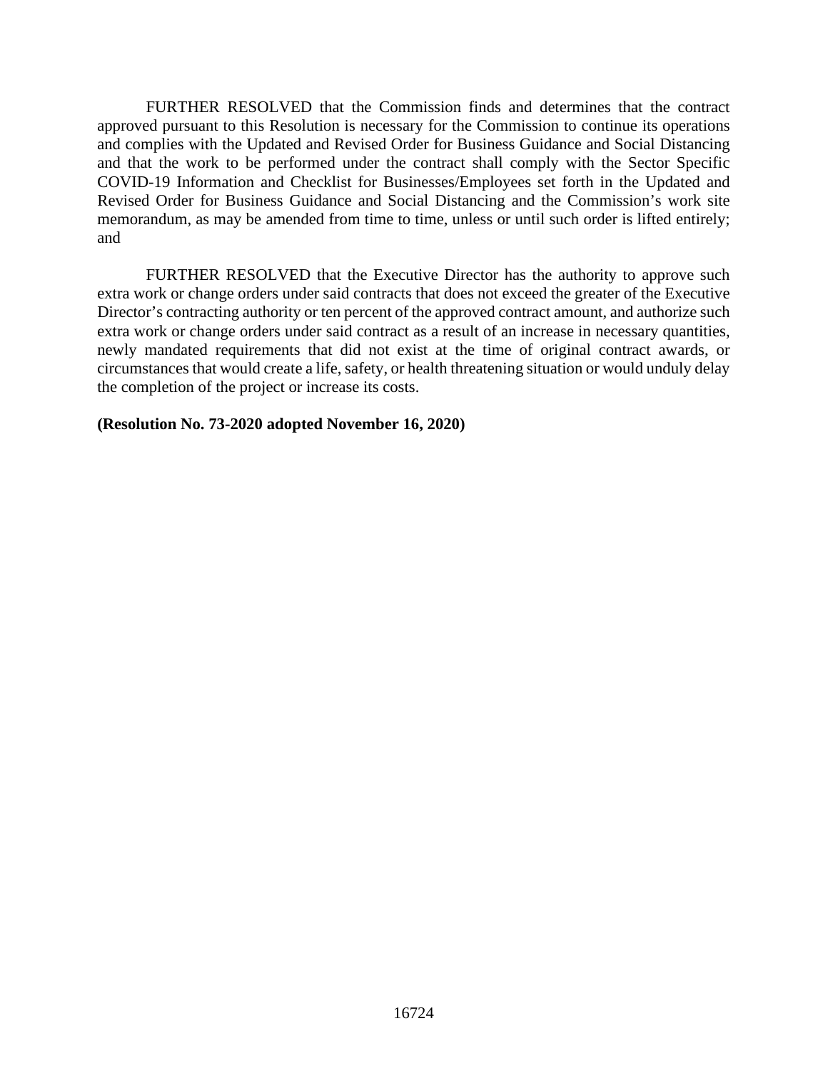FURTHER RESOLVED that the Commission finds and determines that the contract approved pursuant to this Resolution is necessary for the Commission to continue its operations and complies with the Updated and Revised Order for Business Guidance and Social Distancing and that the work to be performed under the contract shall comply with the Sector Specific COVID-19 Information and Checklist for Businesses/Employees set forth in the Updated and Revised Order for Business Guidance and Social Distancing and the Commission's work site memorandum, as may be amended from time to time, unless or until such order is lifted entirely; and

FURTHER RESOLVED that the Executive Director has the authority to approve such extra work or change orders under said contracts that does not exceed the greater of the Executive Director's contracting authority or ten percent of the approved contract amount, and authorize such extra work or change orders under said contract as a result of an increase in necessary quantities, newly mandated requirements that did not exist at the time of original contract awards, or circumstances that would create a life, safety, or health threatening situation or would unduly delay the completion of the project or increase its costs.

**(Resolution No. 73-2020 adopted November 16, 2020)**